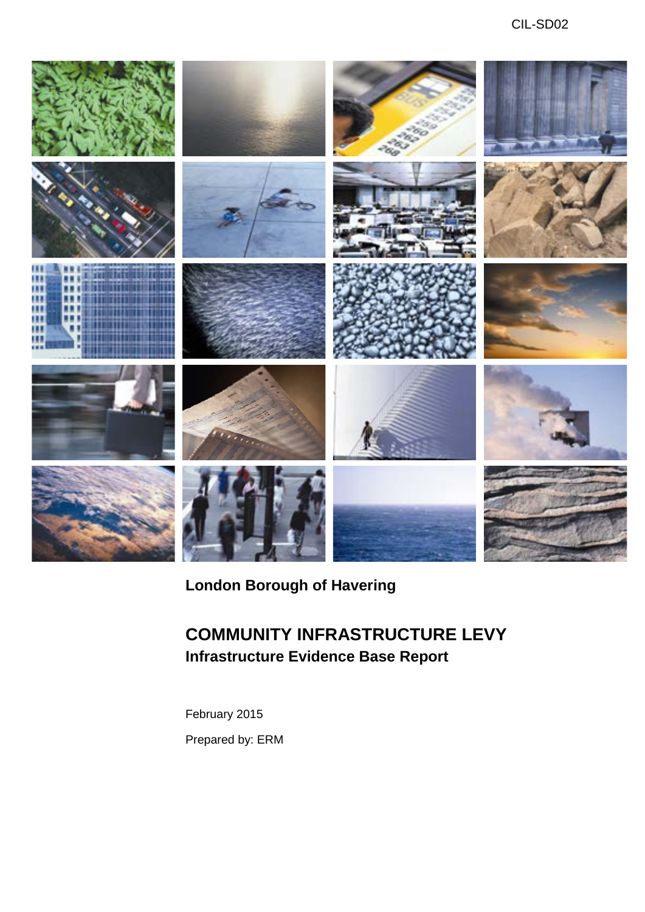CIL-SD02

**London Borough of Havering**

# COMMUNITY INFRASTRUCTURE LEVY

## Infrastructure Evidence Base Report

February 2015

Prepared by: ERM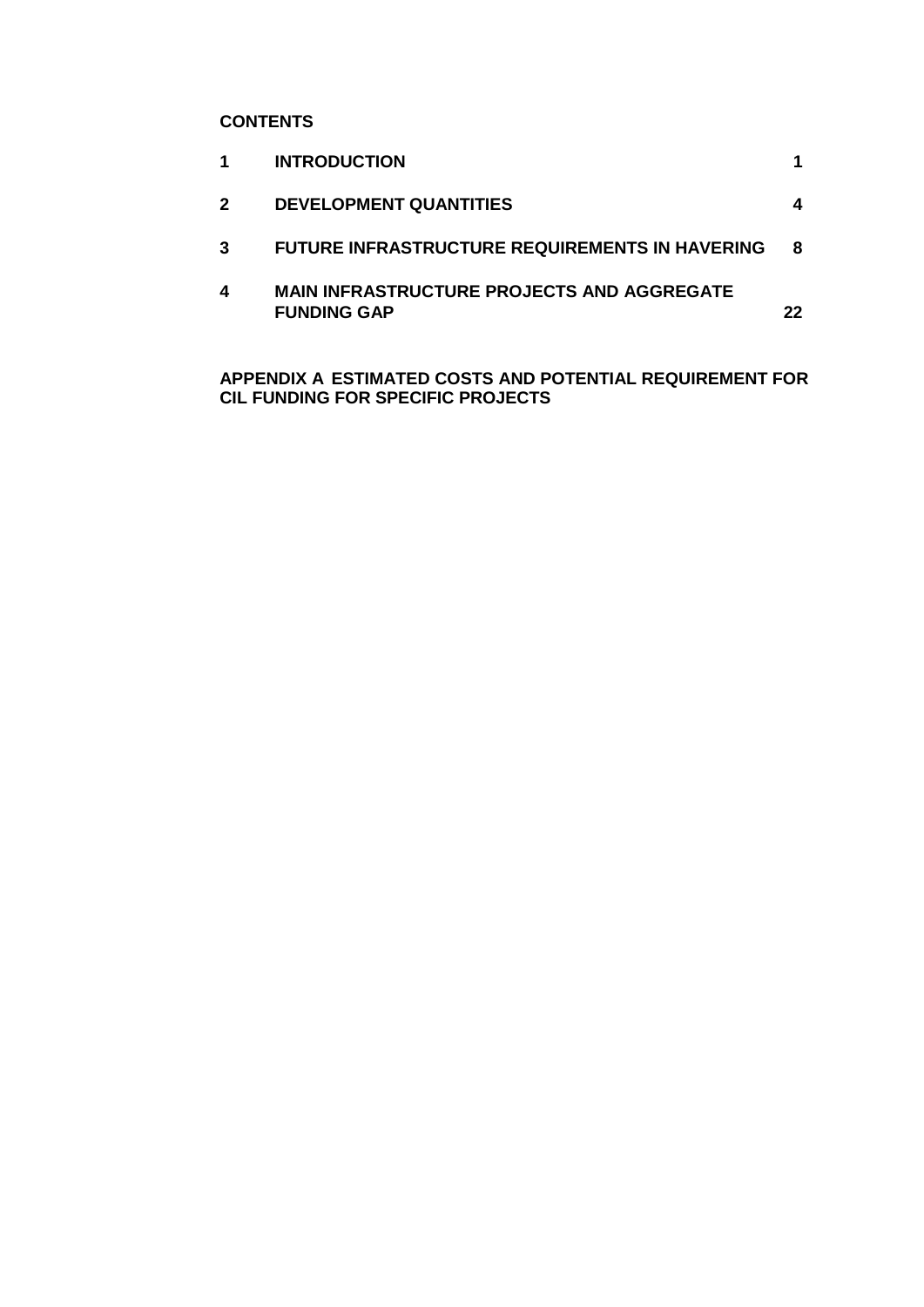**CONTENTS**

| | | |
|---|---|---|
| **1** | **INTRODUCTION** | **1** |
| **2** | **DEVELOPMENT QUANTITIES** | **4** |
| **3** | **FUTURE INFRASTRUCTURE REQUIREMENTS IN HAVERING** | **8** |
| **4** | **MAIN INFRASTRUCTURE PROJECTS AND AGGREGATE FUNDING GAP** | **22** |

**APPENDIX A ESTIMATED COSTS AND POTENTIAL REQUIREMENT FOR CIL FUNDING FOR SPECIFIC PROJECTS**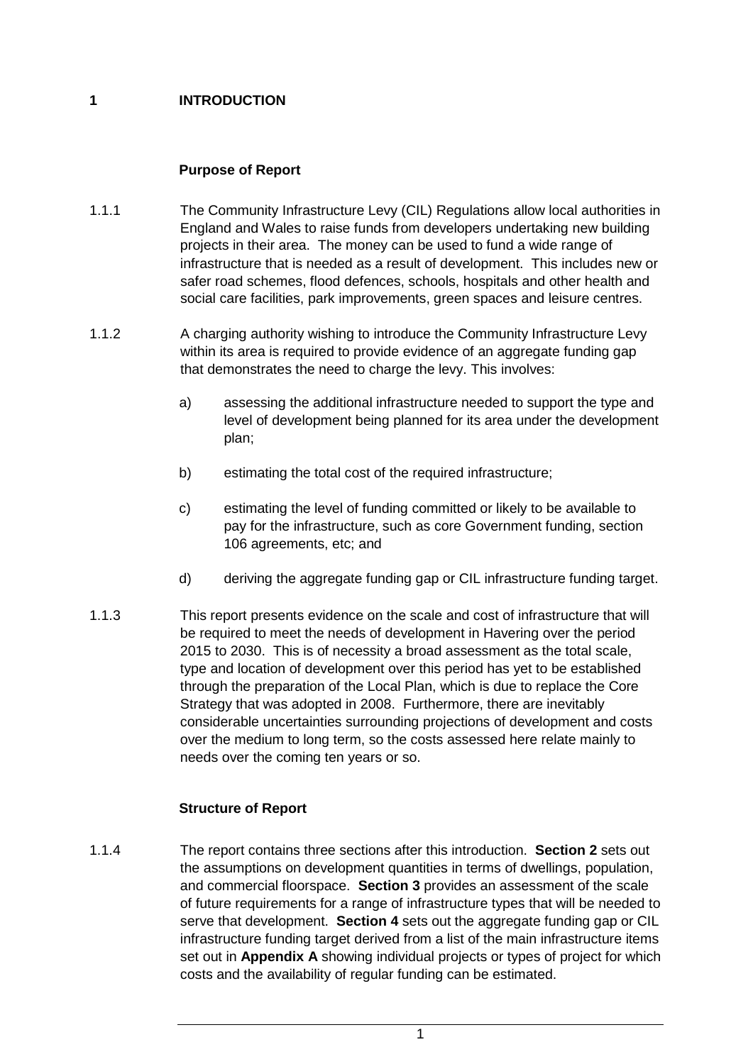# 1 INTRODUCTION

## Purpose of Report

1.1.1 The Community Infrastructure Levy (CIL) Regulations allow local authorities in England and Wales to raise funds from developers undertaking new building projects in their area. The money can be used to fund a wide range of infrastructure that is needed as a result of development. This includes new or safer road schemes, flood defences, schools, hospitals and other health and social care facilities, park improvements, green spaces and leisure centres.

1.1.2 A charging authority wishing to introduce the Community Infrastructure Levy within its area is required to provide evidence of an aggregate funding gap that demonstrates the need to charge the levy. This involves:

a) assessing the additional infrastructure needed to support the type and level of development being planned for its area under the development plan;

b) estimating the total cost of the required infrastructure;

c) estimating the level of funding committed or likely to be available to pay for the infrastructure, such as core Government funding, section 106 agreements, etc; and

d) deriving the aggregate funding gap or CIL infrastructure funding target.

1.1.3 This report presents evidence on the scale and cost of infrastructure that will be required to meet the needs of development in Havering over the period 2015 to 2030. This is of necessity a broad assessment as the total scale, type and location of development over this period has yet to be established through the preparation of the Local Plan, which is due to replace the Core Strategy that was adopted in 2008. Furthermore, there are inevitably considerable uncertainties surrounding projections of development and costs over the medium to long term, so the costs assessed here relate mainly to needs over the coming ten years or so.

## Structure of Report

1.1.4 The report contains three sections after this introduction. **Section 2** sets out the assumptions on development quantities in terms of dwellings, population, and commercial floorspace. **Section 3** provides an assessment of the scale of future requirements for a range of infrastructure types that will be needed to serve that development. **Section 4** sets out the aggregate funding gap or CIL infrastructure funding target derived from a list of the main infrastructure items set out in **Appendix A** showing individual projects or types of project for which costs and the availability of regular funding can be estimated.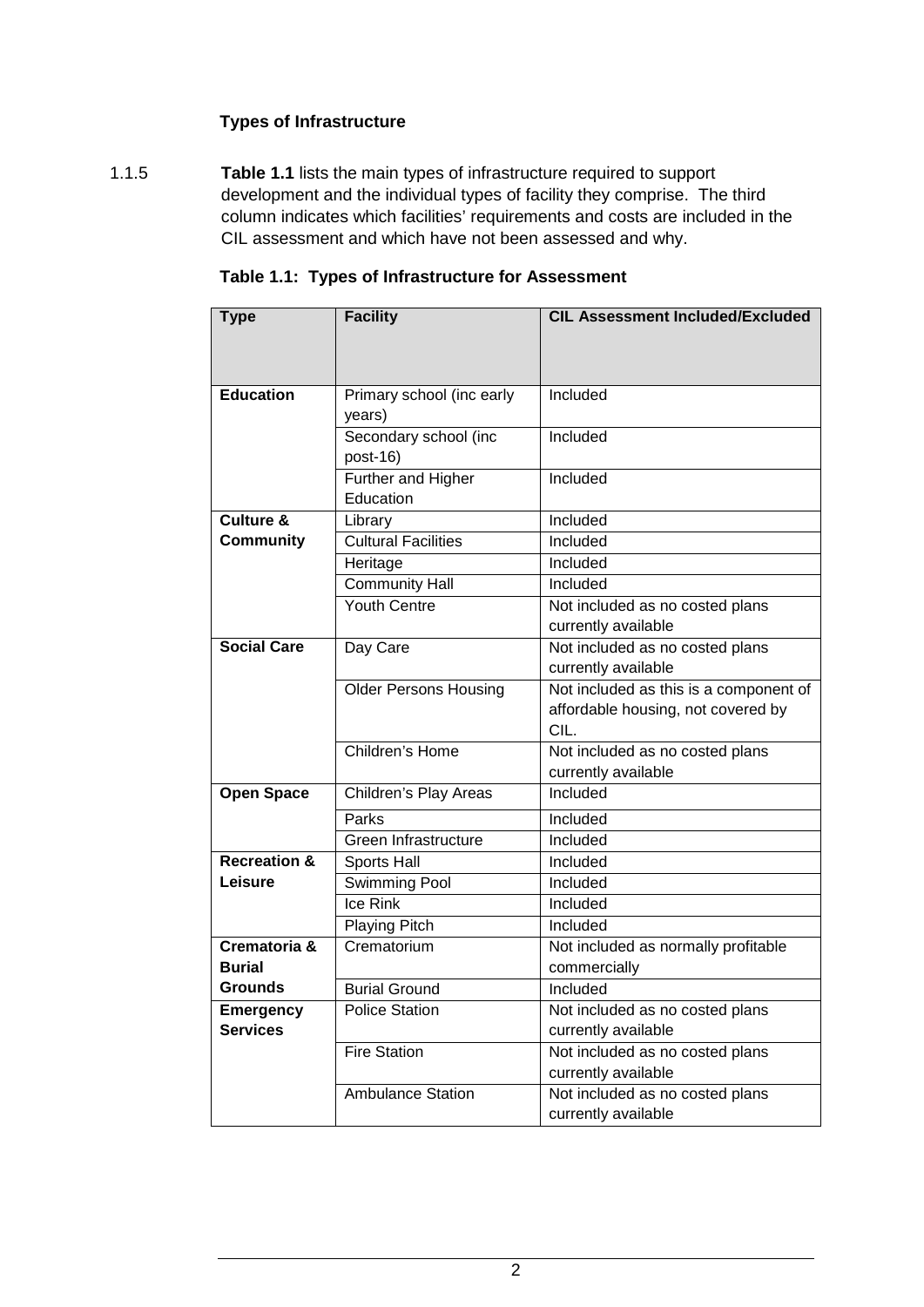### Types of Infrastructure

1.1.5 **Table 1.1** lists the main types of infrastructure required to support development and the individual types of facility they comprise. The third column indicates which facilities' requirements and costs are included in the CIL assessment and which have not been assessed and why.

**Table 1.1: Types of Infrastructure for Assessment**

| Type | Facility | CIL Assessment Included/Excluded |
|---|---|---|
| **Education** | Primary school (inc early years) | Included |
| | Secondary school (inc post-16) | Included |
| | Further and Higher Education | Included |
| **Culture & Community** | Library | Included |
| | Cultural Facilities | Included |
| | Heritage | Included |
| | Community Hall | Included |
| | Youth Centre | Not included as no costed plans currently available |
| **Social Care** | Day Care | Not included as no costed plans currently available |
| | Older Persons Housing | Not included as this is a component of affordable housing, not covered by CIL. |
| | Children's Home | Not included as no costed plans currently available |
| **Open Space** | Children's Play Areas | Included |
| | Parks | Included |
| | Green Infrastructure | Included |
| **Recreation & Leisure** | Sports Hall | Included |
| | Swimming Pool | Included |
| | Ice Rink | Included |
| | Playing Pitch | Included |
| **Crematoria & Burial Grounds** | Crematorium | Not included as normally profitable commercially |
| | Burial Ground | Included |
| **Emergency Services** | Police Station | Not included as no costed plans currently available |
| | Fire Station | Not included as no costed plans currently available |
| | Ambulance Station | Not included as no costed plans currently available |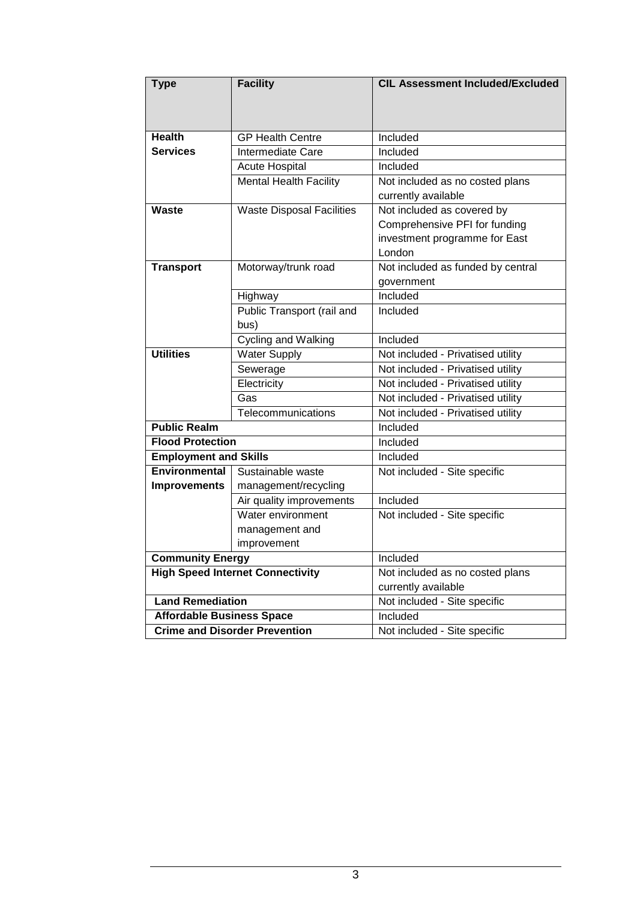| Type | Facility | CIL Assessment Included/Excluded |
|---|---|---|
| **Health Services** | GP Health Centre | Included |
| | Intermediate Care | Included |
| | Acute Hospital | Included |
| | Mental Health Facility | Not included as no costed plans currently available |
| **Waste** | Waste Disposal Facilities | Not included as covered by Comprehensive PFI for funding investment programme for East London |
| **Transport** | Motorway/trunk road | Not included as funded by central government |
| | Highway | Included |
| | Public Transport (rail and bus) | Included |
| | Cycling and Walking | Included |
| **Utilities** | Water Supply | Not included - Privatised utility |
| | Sewerage | Not included - Privatised utility |
| | Electricity | Not included - Privatised utility |
| | Gas | Not included - Privatised utility |
| | Telecommunications | Not included - Privatised utility |
| **Public Realm** | | Included |
| **Flood Protection** | | Included |
| **Employment and Skills** | | Included |
| **Environmental Improvements** | Sustainable waste management/recycling | Not included - Site specific |
| | Air quality improvements | Included |
| | Water environment management and improvement | Not included - Site specific |
| **Community Energy** | | Included |
| **High Speed Internet Connectivity** | | Not included as no costed plans currently available |
| **Land Remediation** | | Not included - Site specific |
| **Affordable Business Space** | | Included |
| **Crime and Disorder Prevention** | | Not included - Site specific |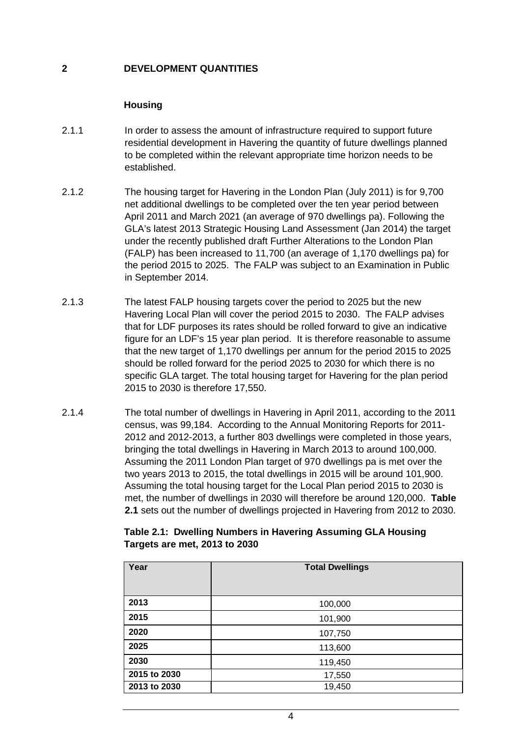## 2 DEVELOPMENT QUANTITIES

### Housing

2.1.1 In order to assess the amount of infrastructure required to support future residential development in Havering the quantity of future dwellings planned to be completed within the relevant appropriate time horizon needs to be established.

2.1.2 The housing target for Havering in the London Plan (July 2011) is for 9,700 net additional dwellings to be completed over the ten year period between April 2011 and March 2021 (an average of 970 dwellings pa). Following the GLA's latest 2013 Strategic Housing Land Assessment (Jan 2014) the target under the recently published draft Further Alterations to the London Plan (FALP) has been increased to 11,700 (an average of 1,170 dwellings pa) for the period 2015 to 2025. The FALP was subject to an Examination in Public in September 2014.

2.1.3 The latest FALP housing targets cover the period to 2025 but the new Havering Local Plan will cover the period 2015 to 2030. The FALP advises that for LDF purposes its rates should be rolled forward to give an indicative figure for an LDF's 15 year plan period. It is therefore reasonable to assume that the new target of 1,170 dwellings per annum for the period 2015 to 2025 should be rolled forward for the period 2025 to 2030 for which there is no specific GLA target. The total housing target for Havering for the plan period 2015 to 2030 is therefore 17,550.

2.1.4 The total number of dwellings in Havering in April 2011, according to the 2011 census, was 99,184. According to the Annual Monitoring Reports for 2011-2012 and 2012-2013, a further 803 dwellings were completed in those years, bringing the total dwellings in Havering in March 2013 to around 100,000. Assuming the 2011 London Plan target of 970 dwellings pa is met over the two years 2013 to 2015, the total dwellings in 2015 will be around 101,900. Assuming the total housing target for the Local Plan period 2015 to 2030 is met, the number of dwellings in 2030 will therefore be around 120,000. **Table 2.1** sets out the number of dwellings projected in Havering from 2012 to 2030.

**Table 2.1: Dwelling Numbers in Havering Assuming GLA Housing Targets are met, 2013 to 2030**

| Year | Total Dwellings |
|---|---|
| 2013 | 100,000 |
| 2015 | 101,900 |
| 2020 | 107,750 |
| 2025 | 113,600 |
| 2030 | 119,450 |
| 2015 to 2030 | 17,550 |
| 2013 to 2030 | 19,450 |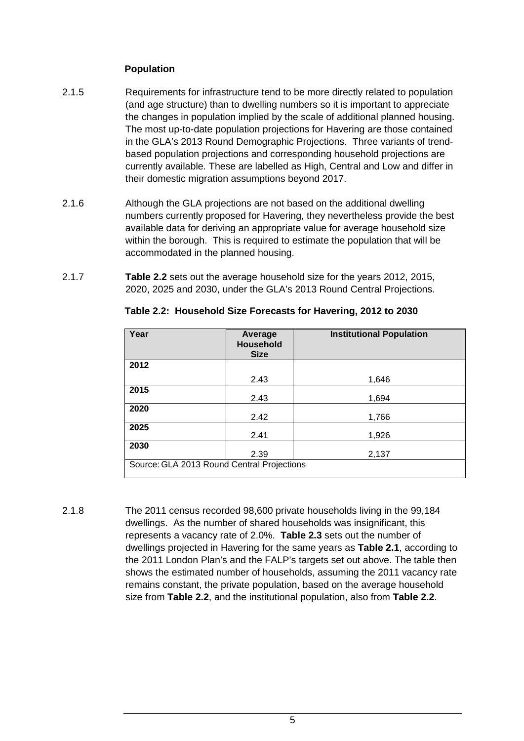### Population

2.1.5 Requirements for infrastructure tend to be more directly related to population (and age structure) than to dwelling numbers so it is important to appreciate the changes in population implied by the scale of additional planned housing. The most up-to-date population projections for Havering are those contained in the GLA's 2013 Round Demographic Projections. Three variants of trend-based population projections and corresponding household projections are currently available. These are labelled as High, Central and Low and differ in their domestic migration assumptions beyond 2017.

2.1.6 Although the GLA projections are not based on the additional dwelling numbers currently proposed for Havering, they nevertheless provide the best available data for deriving an appropriate value for average household size within the borough. This is required to estimate the population that will be accommodated in the planned housing.

2.1.7 **Table 2.2** sets out the average household size for the years 2012, 2015, 2020, 2025 and 2030, under the GLA's 2013 Round Central Projections.

**Table 2.2: Household Size Forecasts for Havering, 2012 to 2030**

| Year | Average Household Size | Institutional Population |
|---|---|---|
| **2012** | 2.43 | 1,646 |
| **2015** | 2.43 | 1,694 |
| **2020** | 2.42 | 1,766 |
| **2025** | 2.41 | 1,926 |
| **2030** | 2.39 | 2,137 |
| Source: GLA 2013 Round Central Projections | | |

2.1.8 The 2011 census recorded 98,600 private households living in the 99,184 dwellings. As the number of shared households was insignificant, this represents a vacancy rate of 2.0%. **Table 2.3** sets out the number of dwellings projected in Havering for the same years as **Table 2.1**, according to the 2011 London Plan's and the FALP's targets set out above. The table then shows the estimated number of households, assuming the 2011 vacancy rate remains constant, the private population, based on the average household size from **Table 2.2**, and the institutional population, also from **Table 2.2**.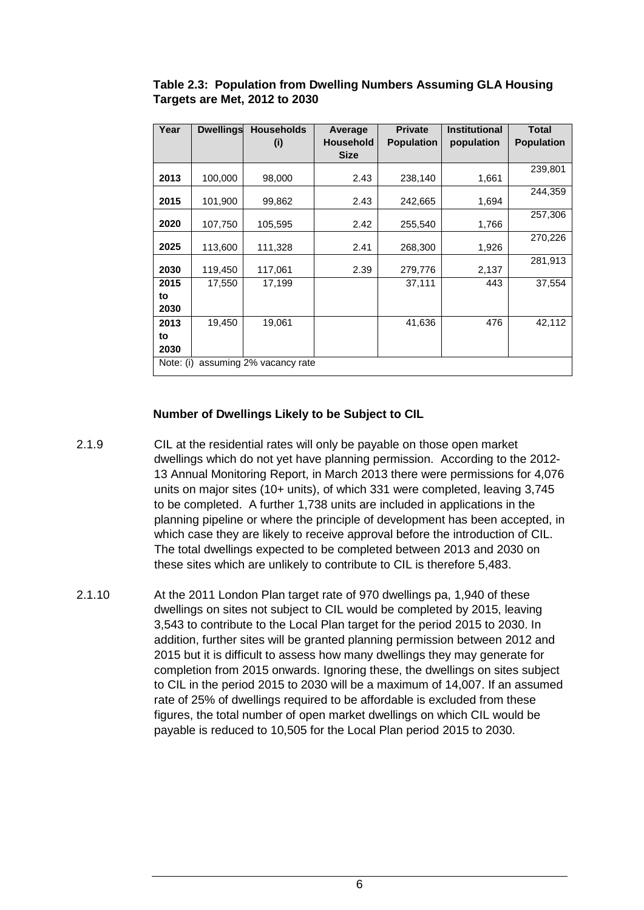**Table 2.3: Population from Dwelling Numbers Assuming GLA Housing Targets are Met, 2012 to 2030**

| Year | Dwellings | Households (i) | Average Household Size | Private Population | Institutional population | Total Population |
|---|---|---|---|---|---|---|
| 2013 | 100,000 | 98,000 | 2.43 | 238,140 | 1,661 | 239,801 |
| 2015 | 101,900 | 99,862 | 2.43 | 242,665 | 1,694 | 244,359 |
| 2020 | 107,750 | 105,595 | 2.42 | 255,540 | 1,766 | 257,306 |
| 2025 | 113,600 | 111,328 | 2.41 | 268,300 | 1,926 | 270,226 |
| 2030 | 119,450 | 117,061 | 2.39 | 279,776 | 2,137 | 281,913 |
| 2015 to 2030 | 17,550 | 17,199 | | 37,111 | 443 | 37,554 |
| 2013 to 2030 | 19,450 | 19,061 | | 41,636 | 476 | 42,112 |

Note: (i) assuming 2% vacancy rate

### Number of Dwellings Likely to be Subject to CIL

2.1.9 CIL at the residential rates will only be payable on those open market dwellings which do not yet have planning permission. According to the 2012-13 Annual Monitoring Report, in March 2013 there were permissions for 4,076 units on major sites (10+ units), of which 331 were completed, leaving 3,745 to be completed. A further 1,738 units are included in applications in the planning pipeline or where the principle of development has been accepted, in which case they are likely to receive approval before the introduction of CIL. The total dwellings expected to be completed between 2013 and 2030 on these sites which are unlikely to contribute to CIL is therefore 5,483.

2.1.10 At the 2011 London Plan target rate of 970 dwellings pa, 1,940 of these dwellings on sites not subject to CIL would be completed by 2015, leaving 3,543 to contribute to the Local Plan target for the period 2015 to 2030. In addition, further sites will be granted planning permission between 2012 and 2015 but it is difficult to assess how many dwellings they may generate for completion from 2015 onwards. Ignoring these, the dwellings on sites subject to CIL in the period 2015 to 2030 will be a maximum of 14,007. If an assumed rate of 25% of dwellings required to be affordable is excluded from these figures, the total number of open market dwellings on which CIL would be payable is reduced to 10,505 for the Local Plan period 2015 to 2030.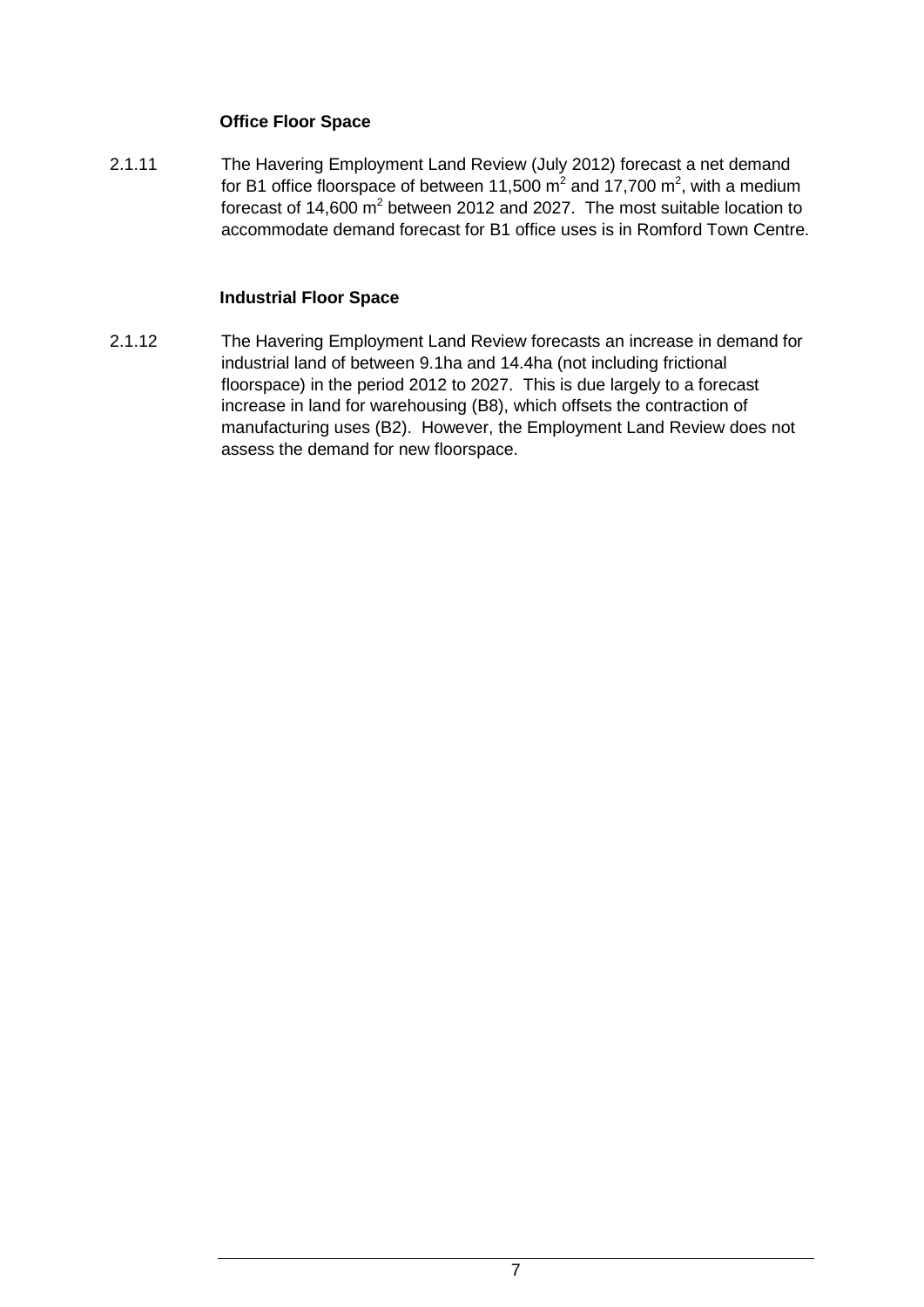**Office Floor Space**

2.1.11 The Havering Employment Land Review (July 2012) forecast a net demand for B1 office floorspace of between 11,500 $m^2$ and 17,700 $m^2$, with a medium forecast of 14,600 $m^2$ between 2012 and 2027. The most suitable location to accommodate demand forecast for B1 office uses is in Romford Town Centre.

**Industrial Floor Space**

2.1.12 The Havering Employment Land Review forecasts an increase in demand for industrial land of between 9.1ha and 14.4ha (not including frictional floorspace) in the period 2012 to 2027. This is due largely to a forecast increase in land for warehousing (B8), which offsets the contraction of manufacturing uses (B2). However, the Employment Land Review does not assess the demand for new floorspace.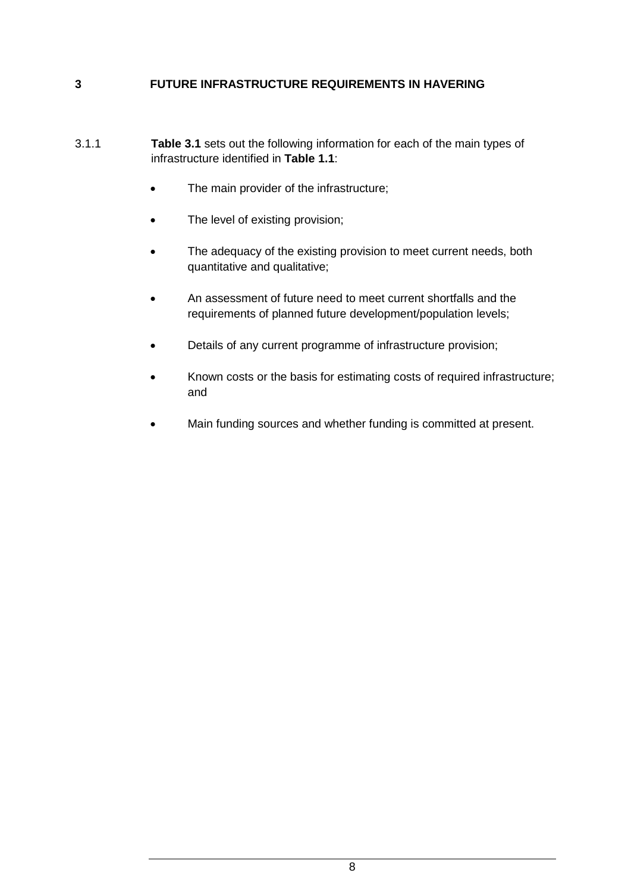# 3 FUTURE INFRASTRUCTURE REQUIREMENTS IN HAVERING

3.1.1 **Table 3.1** sets out the following information for each of the main types of infrastructure identified in **Table 1.1**:

- The main provider of the infrastructure;
- The level of existing provision;
- The adequacy of the existing provision to meet current needs, both quantitative and qualitative;
- An assessment of future need to meet current shortfalls and the requirements of planned future development/population levels;
- Details of any current programme of infrastructure provision;
- Known costs or the basis for estimating costs of required infrastructure; and
- Main funding sources and whether funding is committed at present.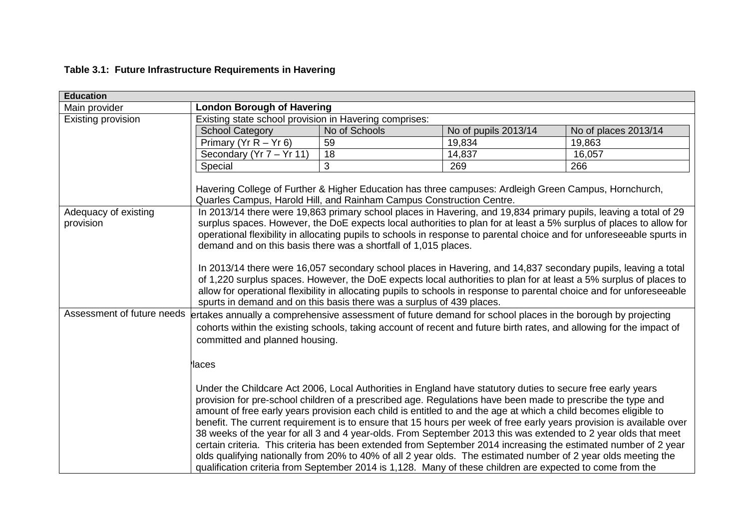**Table 3.1: Future Infrastructure Requirements in Havering**

| **Education** | |
|---|---|
| Main provider | **London Borough of Havering** |
| Existing provision | Existing state school provision in Havering comprises:<br><br>School Category / No of Schools / No of pupils 2013/14 / No of places 2013/14<br>Primary (Yr R – Yr 6) / 59 / 19,834 / 19,863<br>Secondary (Yr 7 – Yr 11) / 18 / 14,837 / 16,057<br>Special / 3 / 269 / 266<br><br>Havering College of Further & Higher Education has three campuses: Ardleigh Green Campus, Hornchurch, Quarles Campus, Harold Hill, and Rainham Campus Construction Centre. |
| Adequacy of existing provision | In 2013/14 there were 19,863 primary school places in Havering, and 19,834 primary pupils, leaving a total of 29 surplus spaces. However, the DoE expects local authorities to plan for at least a 5% surplus of places to allow for operational flexibility in allocating pupils to schools in response to parental choice and for unforeseeable spurts in demand and on this basis there was a shortfall of 1,015 places.<br><br>In 2013/14 there were 16,057 secondary school places in Havering, and 14,837 secondary pupils, leaving a total of 1,220 surplus spaces. However, the DoE expects local authorities to plan for at least a 5% surplus of places to allow for operational flexibility in allocating pupils to schools in response to parental choice and for unforeseeable spurts in demand and on this basis there was a surplus of 439 places. |
| Assessment of future needs | ertakes annually a comprehensive assessment of future demand for school places in the borough by projecting cohorts within the existing schools, taking account of recent and future birth rates, and allowing for the impact of committed and planned housing.<br><br>'laces<br><br>Under the Childcare Act 2006, Local Authorities in England have statutory duties to secure free early years provision for pre-school children of a prescribed age. Regulations have been made to prescribe the type and amount of free early years provision each child is entitled to and the age at which a child becomes eligible to benefit. The current requirement is to ensure that 15 hours per week of free early years provision is available over 38 weeks of the year for all 3 and 4 year-olds. From September 2013 this was extended to 2 year olds that meet certain criteria. This criteria has been extended from September 2014 increasing the estimated number of 2 year olds qualifying nationally from 20% to 40% of all 2 year olds. The estimated number of 2 year olds meeting the qualification criteria from September 2014 is 1,128. Many of these children are expected to come from the |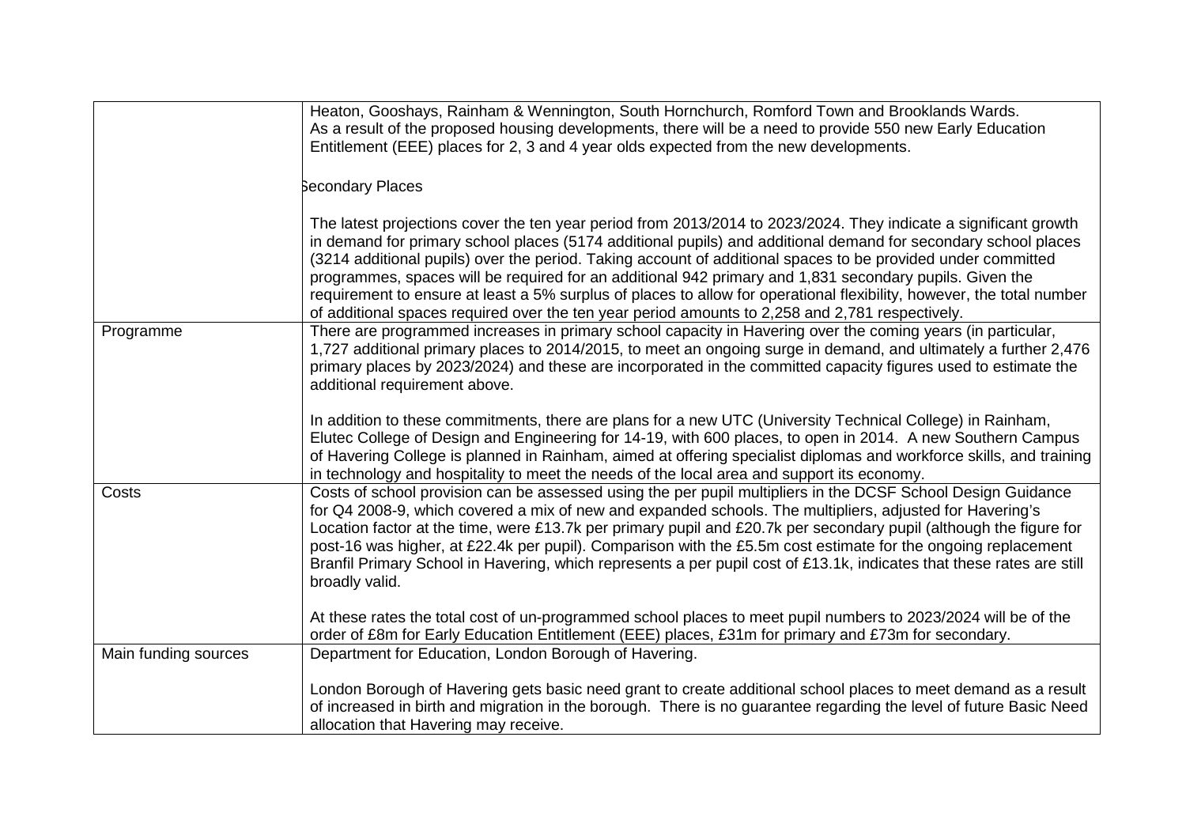| | |
|---|---|
| | Heaton, Gooshays, Rainham & Wennington, South Hornchurch, Romford Town and Brooklands Wards.<br>As a result of the proposed housing developments, there will be a need to provide 550 new Early Education Entitlement (EEE) places for 2, 3 and 4 year olds expected from the new developments.<br><br>Secondary Places<br><br>The latest projections cover the ten year period from 2013/2014 to 2023/2024. They indicate a significant growth in demand for primary school places (5174 additional pupils) and additional demand for secondary school places (3214 additional pupils) over the period. Taking account of additional spaces to be provided under committed programmes, spaces will be required for an additional 942 primary and 1,831 secondary pupils. Given the requirement to ensure at least a 5% surplus of places to allow for operational flexibility, however, the total number of additional spaces required over the ten year period amounts to 2,258 and 2,781 respectively. |
| Programme | There are programmed increases in primary school capacity in Havering over the coming years (in particular, 1,727 additional primary places to 2014/2015, to meet an ongoing surge in demand, and ultimately a further 2,476 primary places by 2023/2024) and these are incorporated in the committed capacity figures used to estimate the additional requirement above.<br><br>In addition to these commitments, there are plans for a new UTC (University Technical College) in Rainham, Elutec College of Design and Engineering for 14-19, with 600 places, to open in 2014. A new Southern Campus of Havering College is planned in Rainham, aimed at offering specialist diplomas and workforce skills, and training in technology and hospitality to meet the needs of the local area and support its economy. |
| Costs | Costs of school provision can be assessed using the per pupil multipliers in the DCSF School Design Guidance for Q4 2008-9, which covered a mix of new and expanded schools. The multipliers, adjusted for Havering's Location factor at the time, were £13.7k per primary pupil and £20.7k per secondary pupil (although the figure for post-16 was higher, at £22.4k per pupil). Comparison with the £5.5m cost estimate for the ongoing replacement Branfil Primary School in Havering, which represents a per pupil cost of £13.1k, indicates that these rates are still broadly valid.<br><br>At these rates the total cost of un-programmed school places to meet pupil numbers to 2023/2024 will be of the order of £8m for Early Education Entitlement (EEE) places, £31m for primary and £73m for secondary. |
| Main funding sources | Department for Education, London Borough of Havering.<br><br>London Borough of Havering gets basic need grant to create additional school places to meet demand as a result of increased in birth and migration in the borough. There is no guarantee regarding the level of future Basic Need allocation that Havering may receive. |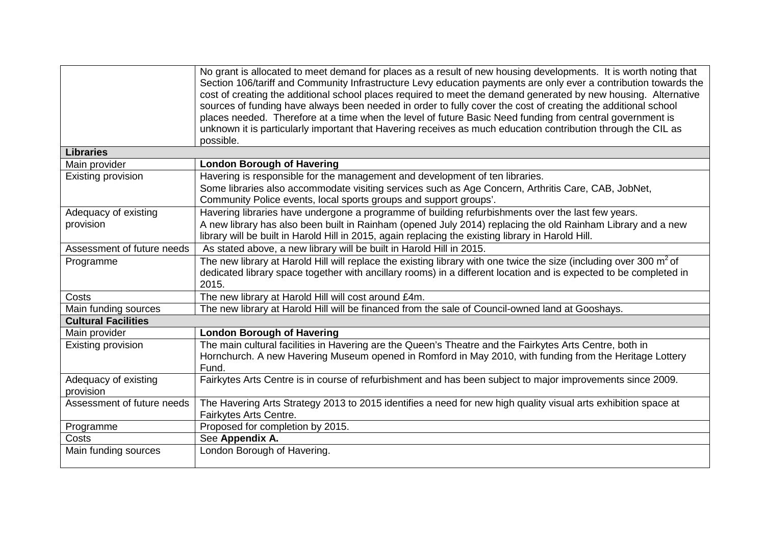| | |
|---|---|
| | No grant is allocated to meet demand for places as a result of new housing developments. It is worth noting that Section 106/tariff and Community Infrastructure Levy education payments are only ever a contribution towards the cost of creating the additional school places required to meet the demand generated by new housing. Alternative sources of funding have always been needed in order to fully cover the cost of creating the additional school places needed. Therefore at a time when the level of future Basic Need funding from central government is unknown it is particularly important that Havering receives as much education contribution through the CIL as possible. |
| **Libraries** | |
| Main provider | **London Borough of Havering** |
| Existing provision | Havering is responsible for the management and development of ten libraries.<br>Some libraries also accommodate visiting services such as Age Concern, Arthritis Care, CAB, JobNet, Community Police events, local sports groups and support groups'. |
| Adequacy of existing provision | Havering libraries have undergone a programme of building refurbishments over the last few years.<br>A new library has also been built in Rainham (opened July 2014) replacing the old Rainham Library and a new library will be built in Harold Hill in 2015, again replacing the existing library in Harold Hill. |
| Assessment of future needs | As stated above, a new library will be built in Harold Hill in 2015. |
| Programme | The new library at Harold Hill will replace the existing library with one twice the size (including over 300 $m^2$ of dedicated library space together with ancillary rooms) in a different location and is expected to be completed in 2015. |
| Costs | The new library at Harold Hill will cost around £4m. |
| Main funding sources | The new library at Harold Hill will be financed from the sale of Council-owned land at Gooshays. |
| **Cultural Facilities** | |
| Main provider | **London Borough of Havering** |
| Existing provision | The main cultural facilities in Havering are the Queen's Theatre and the Fairkytes Arts Centre, both in Hornchurch. A new Havering Museum opened in Romford in May 2010, with funding from the Heritage Lottery Fund. |
| Adequacy of existing provision | Fairkytes Arts Centre is in course of refurbishment and has been subject to major improvements since 2009. |
| Assessment of future needs | The Havering Arts Strategy 2013 to 2015 identifies a need for new high quality visual arts exhibition space at Fairkytes Arts Centre. |
| Programme | Proposed for completion by 2015. |
| Costs | See **Appendix A.** |
| Main funding sources | London Borough of Havering. |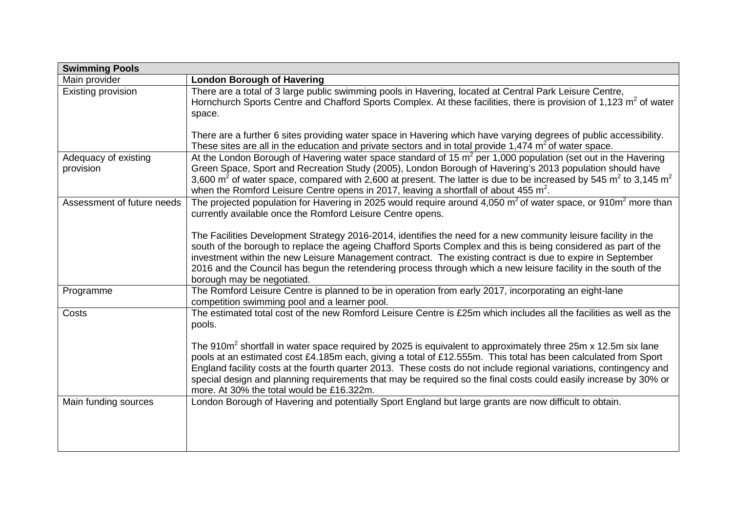| Swimming Pools | |
|---|---|
| Main provider | **London Borough of Havering** |
| Existing provision | There are a total of 3 large public swimming pools in Havering, located at Central Park Leisure Centre, Hornchurch Sports Centre and Chafford Sports Complex. At these facilities, there is provision of 1,123 $m^2$ of water space.<br><br>There are a further 6 sites providing water space in Havering which have varying degrees of public accessibility. These sites are all in the education and private sectors and in total provide 1,474 $m^2$ of water space. |
| Adequacy of existing provision | At the London Borough of Havering water space standard of 15 $m^2$ per 1,000 population (set out in the Havering Green Space, Sport and Recreation Study (2005), London Borough of Havering's 2013 population should have 3,600 $m^2$ of water space, compared with 2,600 at present. The latter is due to be increased by 545 $m^2$ to 3,145 $m^2$ when the Romford Leisure Centre opens in 2017, leaving a shortfall of about 455 $m^2$. |
| Assessment of future needs | The projected population for Havering in 2025 would require around 4,050 $m^2$ of water space, or 910$m^2$ more than currently available once the Romford Leisure Centre opens.<br><br>The Facilities Development Strategy 2016-2014, identifies the need for a new community leisure facility in the south of the borough to replace the ageing Chafford Sports Complex and this is being considered as part of the investment within the new Leisure Management contract. The existing contract is due to expire in September 2016 and the Council has begun the retendering process through which a new leisure facility in the south of the borough may be negotiated. |
| Programme | The Romford Leisure Centre is planned to be in operation from early 2017, incorporating an eight-lane competition swimming pool and a learner pool. |
| Costs | The estimated total cost of the new Romford Leisure Centre is £25m which includes all the facilities as well as the pools.<br><br>The 910$m^2$ shortfall in water space required by 2025 is equivalent to approximately three 25m x 12.5m six lane pools at an estimated cost £4.185m each, giving a total of £12.555m. This total has been calculated from Sport England facility costs at the fourth quarter 2013. These costs do not include regional variations, contingency and special design and planning requirements that may be required so the final costs could easily increase by 30% or more. At 30% the total would be £16.322m. |
| Main funding sources | London Borough of Havering and potentially Sport England but large grants are now difficult to obtain. |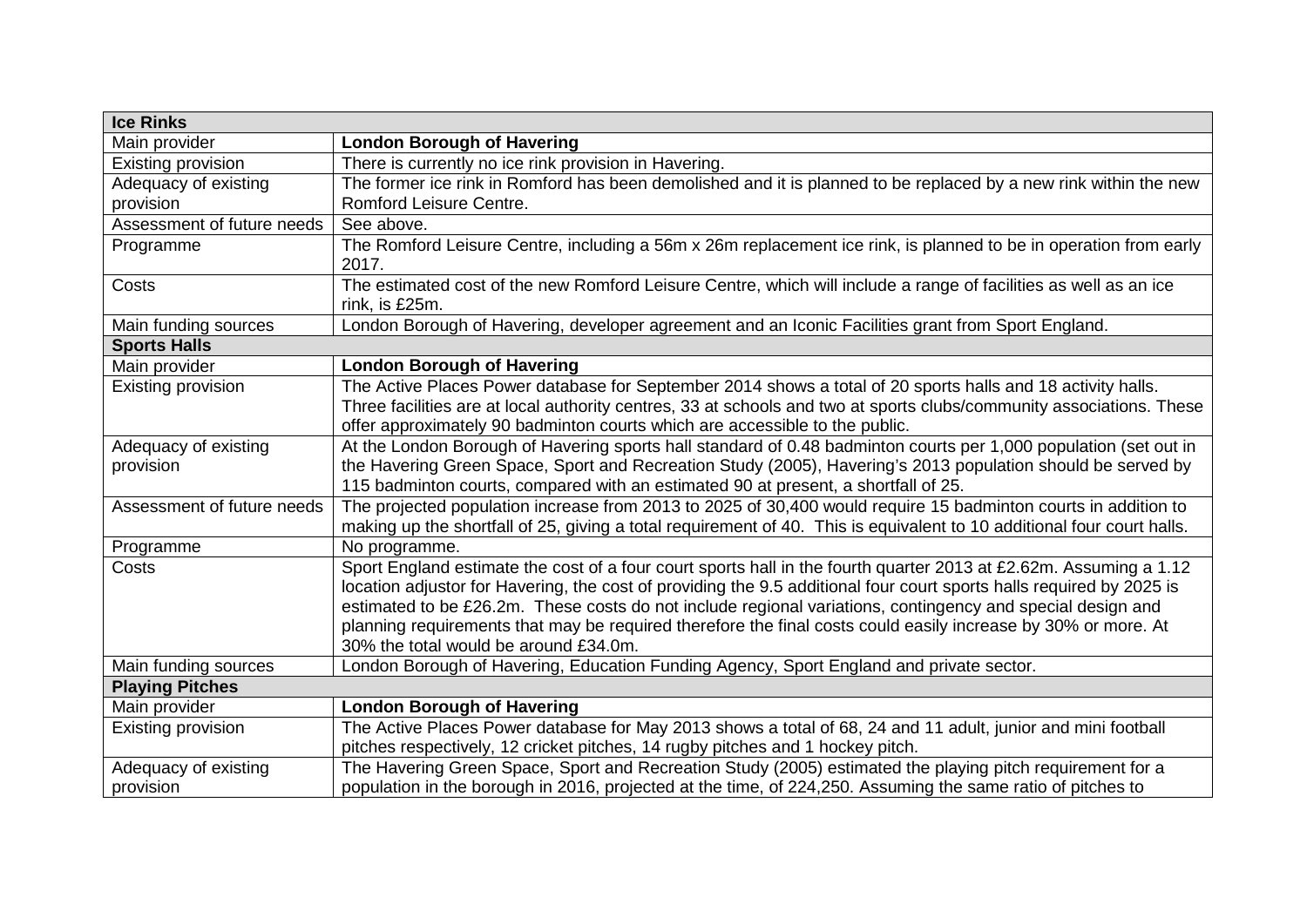| Ice Rinks | |
|---|---|
| Main provider | **London Borough of Havering** |
| Existing provision | There is currently no ice rink provision in Havering. |
| Adequacy of existing provision | The former ice rink in Romford has been demolished and it is planned to be replaced by a new rink within the new Romford Leisure Centre. |
| Assessment of future needs | See above. |
| Programme | The Romford Leisure Centre, including a 56m x 26m replacement ice rink, is planned to be in operation from early 2017. |
| Costs | The estimated cost of the new Romford Leisure Centre, which will include a range of facilities as well as an ice rink, is £25m. |
| Main funding sources | London Borough of Havering, developer agreement and an Iconic Facilities grant from Sport England. |
| **Sports Halls** | |
| Main provider | **London Borough of Havering** |
| Existing provision | The Active Places Power database for September 2014 shows a total of 20 sports halls and 18 activity halls. Three facilities are at local authority centres, 33 at schools and two at sports clubs/community associations. These offer approximately 90 badminton courts which are accessible to the public. |
| Adequacy of existing provision | At the London Borough of Havering sports hall standard of 0.48 badminton courts per 1,000 population (set out in the Havering Green Space, Sport and Recreation Study (2005), Havering's 2013 population should be served by 115 badminton courts, compared with an estimated 90 at present, a shortfall of 25. |
| Assessment of future needs | The projected population increase from 2013 to 2025 of 30,400 would require 15 badminton courts in addition to making up the shortfall of 25, giving a total requirement of 40. This is equivalent to 10 additional four court halls. |
| Programme | No programme. |
| Costs | Sport England estimate the cost of a four court sports hall in the fourth quarter 2013 at £2.62m. Assuming a 1.12 location adjustor for Havering, the cost of providing the 9.5 additional four court sports halls required by 2025 is estimated to be £26.2m. These costs do not include regional variations, contingency and special design and planning requirements that may be required therefore the final costs could easily increase by 30% or more. At 30% the total would be around £34.0m. |
| Main funding sources | London Borough of Havering, Education Funding Agency, Sport England and private sector. |
| **Playing Pitches** | |
| Main provider | **London Borough of Havering** |
| Existing provision | The Active Places Power database for May 2013 shows a total of 68, 24 and 11 adult, junior and mini football pitches respectively, 12 cricket pitches, 14 rugby pitches and 1 hockey pitch. |
| Adequacy of existing provision | The Havering Green Space, Sport and Recreation Study (2005) estimated the playing pitch requirement for a population in the borough in 2016, projected at the time, of 224,250. Assuming the same ratio of pitches to |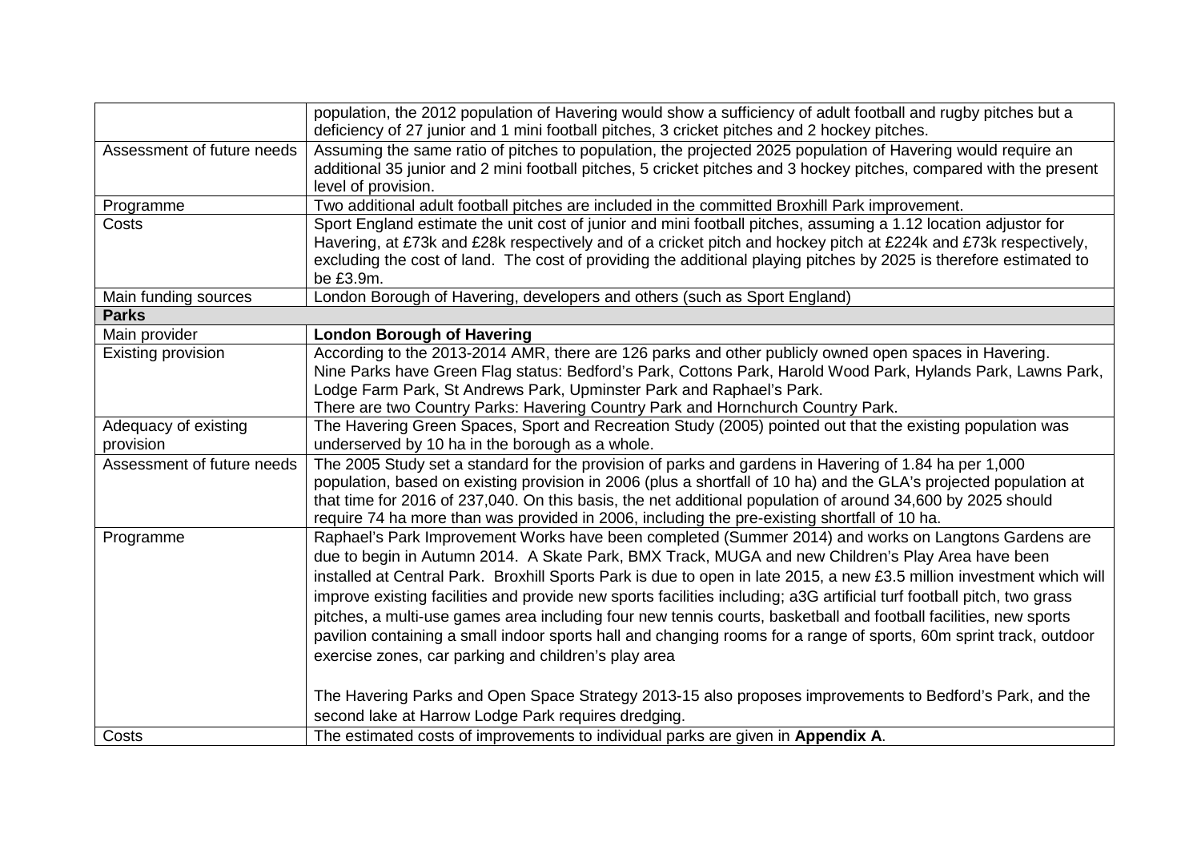| | |
|---|---|
| | population, the 2012 population of Havering would show a sufficiency of adult football and rugby pitches but a deficiency of 27 junior and 1 mini football pitches, 3 cricket pitches and 2 hockey pitches. |
| Assessment of future needs | Assuming the same ratio of pitches to population, the projected 2025 population of Havering would require an additional 35 junior and 2 mini football pitches, 5 cricket pitches and 3 hockey pitches, compared with the present level of provision. |
| Programme | Two additional adult football pitches are included in the committed Broxhill Park improvement. |
| Costs | Sport England estimate the unit cost of junior and mini football pitches, assuming a 1.12 location adjustor for Havering, at £73k and £28k respectively and of a cricket pitch and hockey pitch at £224k and £73k respectively, excluding the cost of land. The cost of providing the additional playing pitches by 2025 is therefore estimated to be £3.9m. |
| Main funding sources | London Borough of Havering, developers and others (such as Sport England) |
| **Parks** | |
| Main provider | **London Borough of Havering** |
| Existing provision | According to the 2013-2014 AMR, there are 126 parks and other publicly owned open spaces in Havering. Nine Parks have Green Flag status: Bedford's Park, Cottons Park, Harold Wood Park, Hylands Park, Lawns Park, Lodge Farm Park, St Andrews Park, Upminster Park and Raphael's Park. There are two Country Parks: Havering Country Park and Hornchurch Country Park. |
| Adequacy of existing provision | The Havering Green Spaces, Sport and Recreation Study (2005) pointed out that the existing population was underserved by 10 ha in the borough as a whole. |
| Assessment of future needs | The 2005 Study set a standard for the provision of parks and gardens in Havering of 1.84 ha per 1,000 population, based on existing provision in 2006 (plus a shortfall of 10 ha) and the GLA's projected population at that time for 2016 of 237,040. On this basis, the net additional population of around 34,600 by 2025 should require 74 ha more than was provided in 2006, including the pre-existing shortfall of 10 ha. |
| Programme | Raphael's Park Improvement Works have been completed (Summer 2014) and works on Langtons Gardens are due to begin in Autumn 2014. A Skate Park, BMX Track, MUGA and new Children's Play Area have been installed at Central Park. Broxhill Sports Park is due to open in late 2015, a new £3.5 million investment which will improve existing facilities and provide new sports facilities including; a3G artificial turf football pitch, two grass pitches, a multi-use games area including four new tennis courts, basketball and football facilities, new sports pavilion containing a small indoor sports hall and changing rooms for a range of sports, 60m sprint track, outdoor exercise zones, car parking and children's play area<br><br>The Havering Parks and Open Space Strategy 2013-15 also proposes improvements to Bedford's Park, and the second lake at Harrow Lodge Park requires dredging. |
| Costs | The estimated costs of improvements to individual parks are given in **Appendix A**. |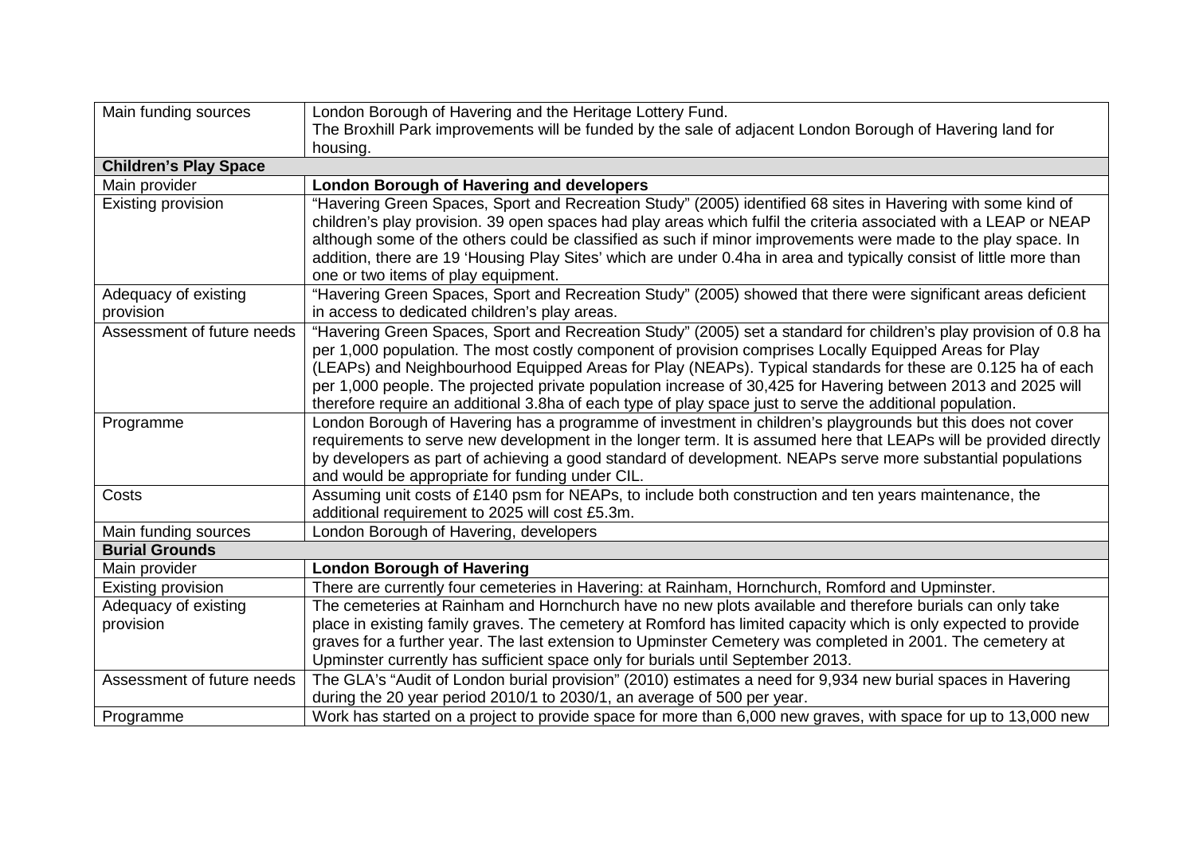| | |
|---|---|
| Main funding sources | London Borough of Havering and the Heritage Lottery Fund. The Broxhill Park improvements will be funded by the sale of adjacent London Borough of Havering land for housing. |
| **Children's Play Space** | |
| Main provider | **London Borough of Havering and developers** |
| Existing provision | "Havering Green Spaces, Sport and Recreation Study" (2005) identified 68 sites in Havering with some kind of children's play provision. 39 open spaces had play areas which fulfil the criteria associated with a LEAP or NEAP although some of the others could be classified as such if minor improvements were made to the play space. In addition, there are 19 'Housing Play Sites' which are under 0.4ha in area and typically consist of little more than one or two items of play equipment. |
| Adequacy of existing provision | "Havering Green Spaces, Sport and Recreation Study" (2005) showed that there were significant areas deficient in access to dedicated children's play areas. |
| Assessment of future needs | "Havering Green Spaces, Sport and Recreation Study" (2005) set a standard for children's play provision of 0.8 ha per 1,000 population. The most costly component of provision comprises Locally Equipped Areas for Play (LEAPs) and Neighbourhood Equipped Areas for Play (NEAPs). Typical standards for these are 0.125 ha of each per 1,000 people. The projected private population increase of 30,425 for Havering between 2013 and 2025 will therefore require an additional 3.8ha of each type of play space just to serve the additional population. |
| Programme | London Borough of Havering has a programme of investment in children's playgrounds but this does not cover requirements to serve new development in the longer term. It is assumed here that LEAPs will be provided directly by developers as part of achieving a good standard of development. NEAPs serve more substantial populations and would be appropriate for funding under CIL. |
| Costs | Assuming unit costs of £140 psm for NEAPs, to include both construction and ten years maintenance, the additional requirement to 2025 will cost £5.3m. |
| Main funding sources | London Borough of Havering, developers |
| **Burial Grounds** | |
| Main provider | **London Borough of Havering** |
| Existing provision | There are currently four cemeteries in Havering: at Rainham, Hornchurch, Romford and Upminster. |
| Adequacy of existing provision | The cemeteries at Rainham and Hornchurch have no new plots available and therefore burials can only take place in existing family graves. The cemetery at Romford has limited capacity which is only expected to provide graves for a further year. The last extension to Upminster Cemetery was completed in 2001. The cemetery at Upminster currently has sufficient space only for burials until September 2013. |
| Assessment of future needs | The GLA's "Audit of London burial provision" (2010) estimates a need for 9,934 new burial spaces in Havering during the 20 year period 2010/1 to 2030/1, an average of 500 per year. |
| Programme | Work has started on a project to provide space for more than 6,000 new graves, with space for up to 13,000 new |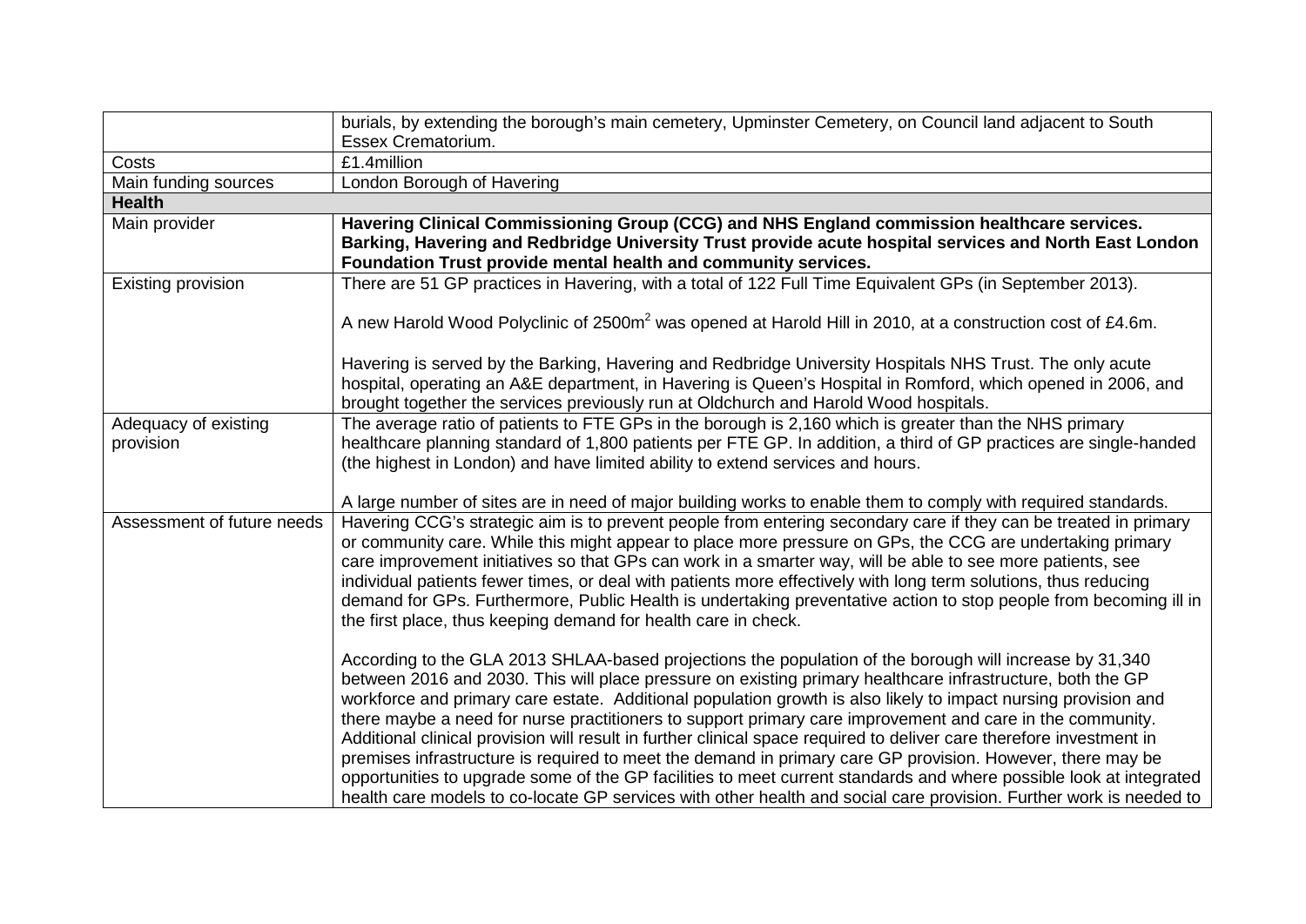|  |  |
|---|---|
|  | burials, by extending the borough's main cemetery, Upminster Cemetery, on Council land adjacent to South Essex Crematorium. |
| Costs | £1.4million |
| Main funding sources | London Borough of Havering |
| **Health** |  |
| Main provider | **Havering Clinical Commissioning Group (CCG) and NHS England commission healthcare services. Barking, Havering and Redbridge University Trust provide acute hospital services and North East London Foundation Trust provide mental health and community services.** |
| Existing provision | There are 51 GP practices in Havering, with a total of 122 Full Time Equivalent GPs (in September 2013).<br><br>A new Harold Wood Polyclinic of 2500m$^2$ was opened at Harold Hill in 2010, at a construction cost of £4.6m.<br><br>Havering is served by the Barking, Havering and Redbridge University Hospitals NHS Trust. The only acute hospital, operating an A&E department, in Havering is Queen's Hospital in Romford, which opened in 2006, and brought together the services previously run at Oldchurch and Harold Wood hospitals. |
| Adequacy of existing provision | The average ratio of patients to FTE GPs in the borough is 2,160 which is greater than the NHS primary healthcare planning standard of 1,800 patients per FTE GP. In addition, a third of GP practices are single-handed (the highest in London) and have limited ability to extend services and hours.<br><br>A large number of sites are in need of major building works to enable them to comply with required standards. |
| Assessment of future needs | Havering CCG's strategic aim is to prevent people from entering secondary care if they can be treated in primary or community care. While this might appear to place more pressure on GPs, the CCG are undertaking primary care improvement initiatives so that GPs can work in a smarter way, will be able to see more patients, see individual patients fewer times, or deal with patients more effectively with long term solutions, thus reducing demand for GPs. Furthermore, Public Health is undertaking preventative action to stop people from becoming ill in the first place, thus keeping demand for health care in check.<br><br>According to the GLA 2013 SHLAA-based projections the population of the borough will increase by 31,340 between 2016 and 2030. This will place pressure on existing primary healthcare infrastructure, both the GP workforce and primary care estate. Additional population growth is also likely to impact nursing provision and there maybe a need for nurse practitioners to support primary care improvement and care in the community. Additional clinical provision will result in further clinical space required to deliver care therefore investment in premises infrastructure is required to meet the demand in primary care GP provision. However, there may be opportunities to upgrade some of the GP facilities to meet current standards and where possible look at integrated health care models to co-locate GP services with other health and social care provision. Further work is needed to |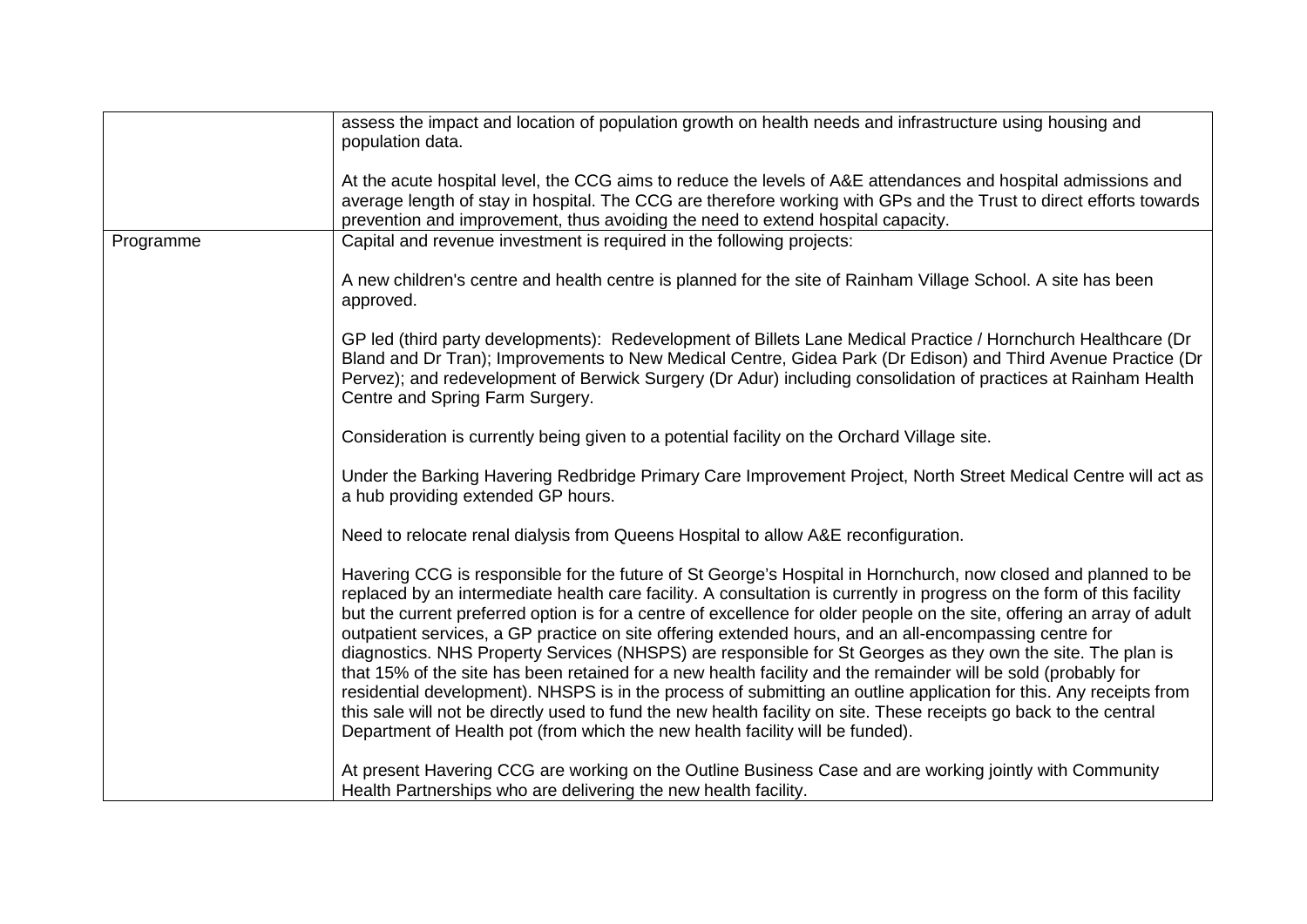| | |
|---|---|
| | assess the impact and location of population growth on health needs and infrastructure using housing and population data.<br><br>At the acute hospital level, the CCG aims to reduce the levels of A&E attendances and hospital admissions and average length of stay in hospital. The CCG are therefore working with GPs and the Trust to direct efforts towards prevention and improvement, thus avoiding the need to extend hospital capacity. |
| Programme | Capital and revenue investment is required in the following projects:<br><br>A new children's centre and health centre is planned for the site of Rainham Village School. A site has been approved.<br><br>GP led (third party developments): Redevelopment of Billets Lane Medical Practice / Hornchurch Healthcare (Dr Bland and Dr Tran); Improvements to New Medical Centre, Gidea Park (Dr Edison) and Third Avenue Practice (Dr Pervez); and redevelopment of Berwick Surgery (Dr Adur) including consolidation of practices at Rainham Health Centre and Spring Farm Surgery.<br><br>Consideration is currently being given to a potential facility on the Orchard Village site.<br><br>Under the Barking Havering Redbridge Primary Care Improvement Project, North Street Medical Centre will act as a hub providing extended GP hours.<br><br>Need to relocate renal dialysis from Queens Hospital to allow A&E reconfiguration.<br><br>Havering CCG is responsible for the future of St George's Hospital in Hornchurch, now closed and planned to be replaced by an intermediate health care facility. A consultation is currently in progress on the form of this facility but the current preferred option is for a centre of excellence for older people on the site, offering an array of adult outpatient services, a GP practice on site offering extended hours, and an all-encompassing centre for diagnostics. NHS Property Services (NHSPS) are responsible for St Georges as they own the site. The plan is that 15% of the site has been retained for a new health facility and the remainder will be sold (probably for residential development). NHSPS is in the process of submitting an outline application for this. Any receipts from this sale will not be directly used to fund the new health facility on site. These receipts go back to the central Department of Health pot (from which the new health facility will be funded).<br><br>At present Havering CCG are working on the Outline Business Case and are working jointly with Community Health Partnerships who are delivering the new health facility. |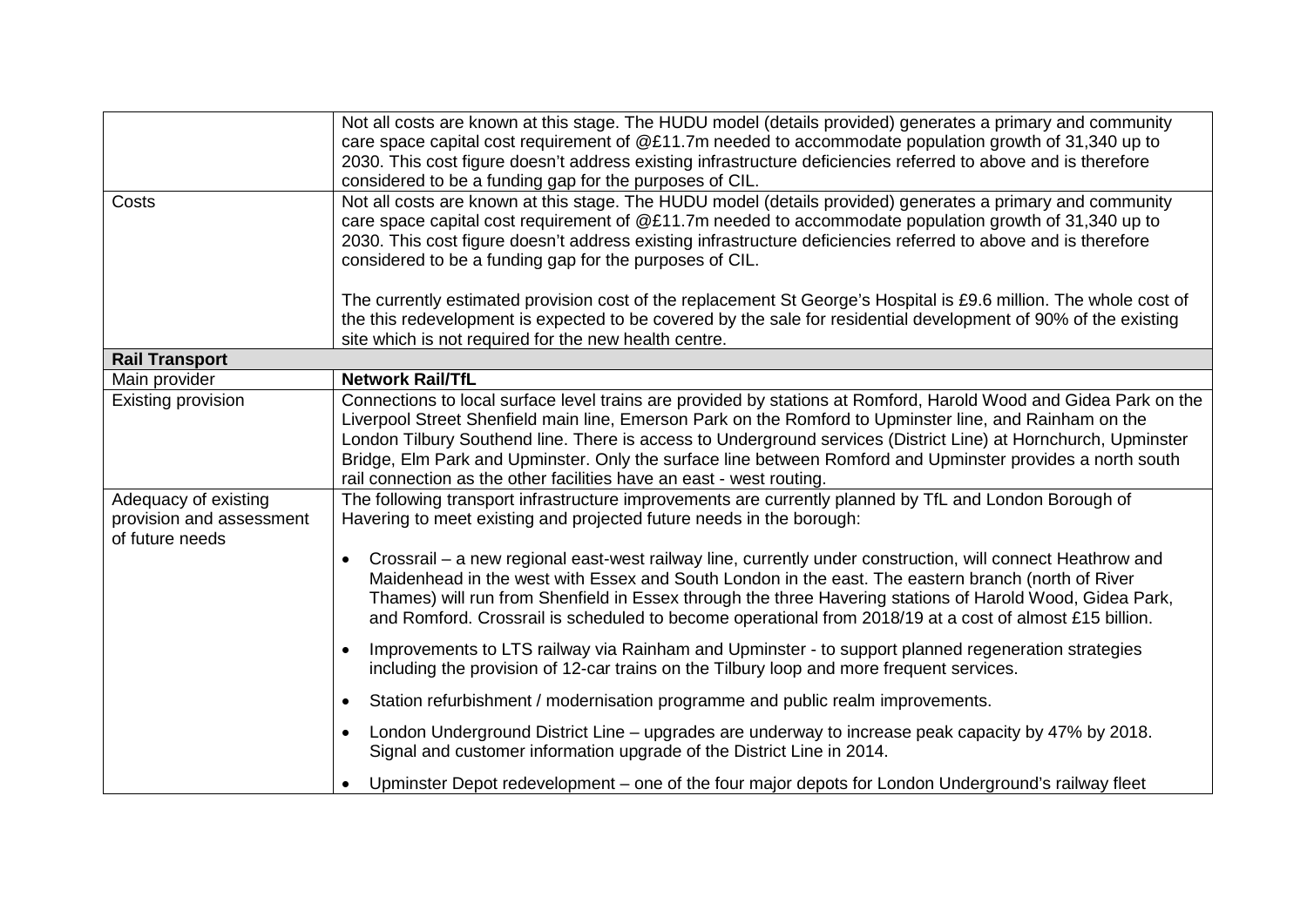| | |
|---|---|
| | Not all costs are known at this stage. The HUDU model (details provided) generates a primary and community care space capital cost requirement of @£11.7m needed to accommodate population growth of 31,340 up to 2030. This cost figure doesn't address existing infrastructure deficiencies referred to above and is therefore considered to be a funding gap for the purposes of CIL. |
| Costs | Not all costs are known at this stage. The HUDU model (details provided) generates a primary and community care space capital cost requirement of @£11.7m needed to accommodate population growth of 31,340 up to 2030. This cost figure doesn't address existing infrastructure deficiencies referred to above and is therefore considered to be a funding gap for the purposes of CIL.<br><br>The currently estimated provision cost of the replacement St George's Hospital is £9.6 million. The whole cost of the this redevelopment is expected to be covered by the sale for residential development of 90% of the existing site which is not required for the new health centre. |
| **Rail Transport** | |
| Main provider | **Network Rail/TfL** |
| Existing provision | Connections to local surface level trains are provided by stations at Romford, Harold Wood and Gidea Park on the Liverpool Street Shenfield main line, Emerson Park on the Romford to Upminster line, and Rainham on the London Tilbury Southend line. There is access to Underground services (District Line) at Hornchurch, Upminster Bridge, Elm Park and Upminster. Only the surface line between Romford and Upminster provides a north south rail connection as the other facilities have an east - west routing. |
| Adequacy of existing provision and assessment of future needs | The following transport infrastructure improvements are currently planned by TfL and London Borough of Havering to meet existing and projected future needs in the borough:<br><br>• Crossrail – a new regional east-west railway line, currently under construction, will connect Heathrow and Maidenhead in the west with Essex and South London in the east. The eastern branch (north of River Thames) will run from Shenfield in Essex through the three Havering stations of Harold Wood, Gidea Park, and Romford. Crossrail is scheduled to become operational from 2018/19 at a cost of almost £15 billion.<br><br>• Improvements to LTS railway via Rainham and Upminster - to support planned regeneration strategies including the provision of 12-car trains on the Tilbury loop and more frequent services.<br><br>• Station refurbishment / modernisation programme and public realm improvements.<br><br>• London Underground District Line – upgrades are underway to increase peak capacity by 47% by 2018. Signal and customer information upgrade of the District Line in 2014.<br><br>• Upminster Depot redevelopment – one of the four major depots for London Underground's railway fleet |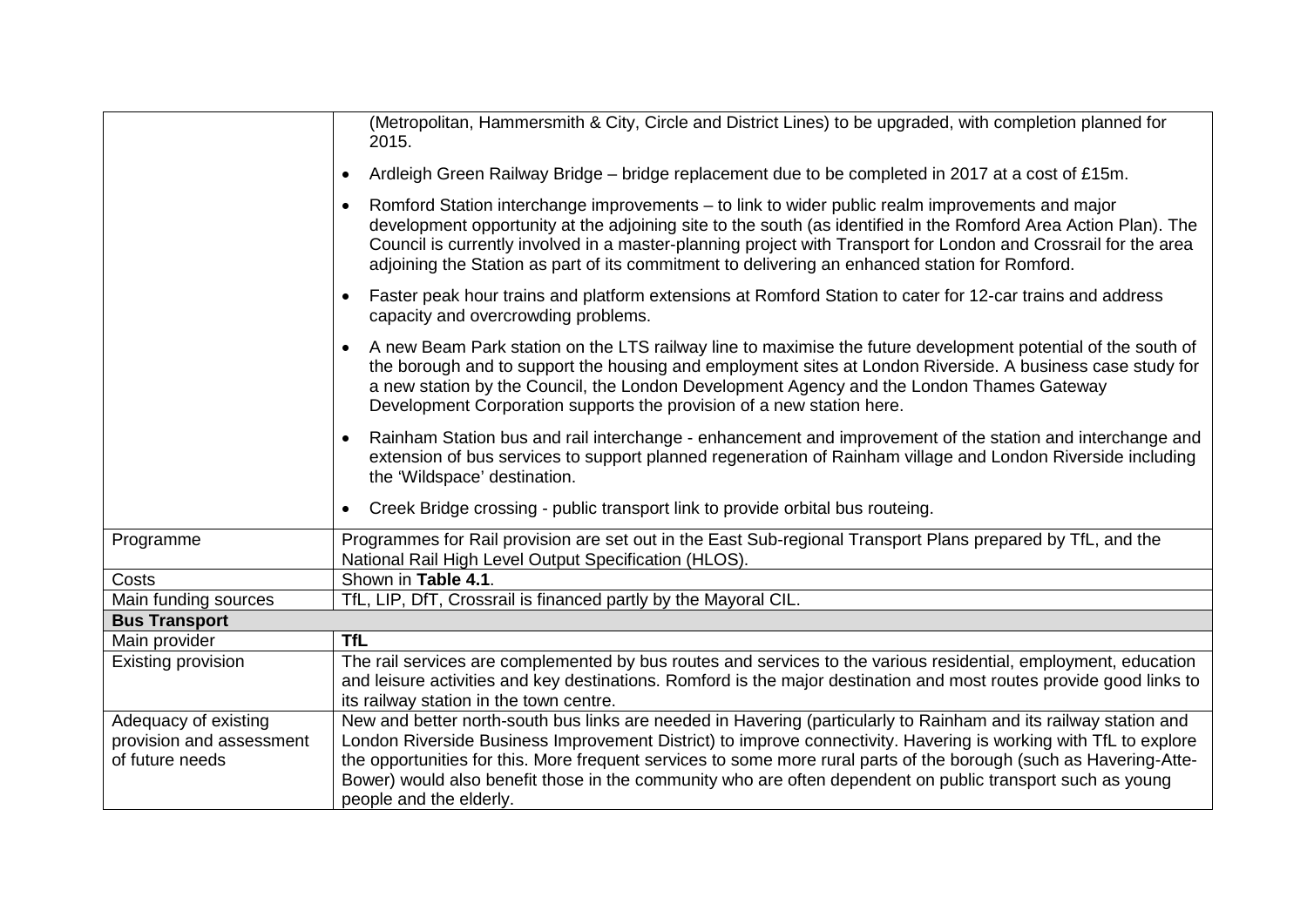| | |
|---|---|
| | (Metropolitan, Hammersmith & City, Circle and District Lines) to be upgraded, with completion planned for 2015.<br>• Ardleigh Green Railway Bridge – bridge replacement due to be completed in 2017 at a cost of £15m.<br>• Romford Station interchange improvements – to link to wider public realm improvements and major development opportunity at the adjoining site to the south (as identified in the Romford Area Action Plan). The Council is currently involved in a master-planning project with Transport for London and Crossrail for the area adjoining the Station as part of its commitment to delivering an enhanced station for Romford.<br>• Faster peak hour trains and platform extensions at Romford Station to cater for 12-car trains and address capacity and overcrowding problems.<br>• A new Beam Park station on the LTS railway line to maximise the future development potential of the south of the borough and to support the housing and employment sites at London Riverside. A business case study for a new station by the Council, the London Development Agency and the London Thames Gateway Development Corporation supports the provision of a new station here.<br>• Rainham Station bus and rail interchange - enhancement and improvement of the station and interchange and extension of bus services to support planned regeneration of Rainham village and London Riverside including the 'Wildspace' destination.<br>• Creek Bridge crossing - public transport link to provide orbital bus routeing. |
| Programme | Programmes for Rail provision are set out in the East Sub-regional Transport Plans prepared by TfL, and the National Rail High Level Output Specification (HLOS). |
| Costs | Shown in **Table 4.1**. |
| Main funding sources | TfL, LIP, DfT, Crossrail is financed partly by the Mayoral CIL. |
| **Bus Transport** | |
| Main provider | **TfL** |
| Existing provision | The rail services are complemented by bus routes and services to the various residential, employment, education and leisure activities and key destinations. Romford is the major destination and most routes provide good links to its railway station in the town centre. |
| Adequacy of existing provision and assessment of future needs | New and better north-south bus links are needed in Havering (particularly to Rainham and its railway station and London Riverside Business Improvement District) to improve connectivity. Havering is working with TfL to explore the opportunities for this. More frequent services to some more rural parts of the borough (such as Havering-Atte-Bower) would also benefit those in the community who are often dependent on public transport such as young people and the elderly. |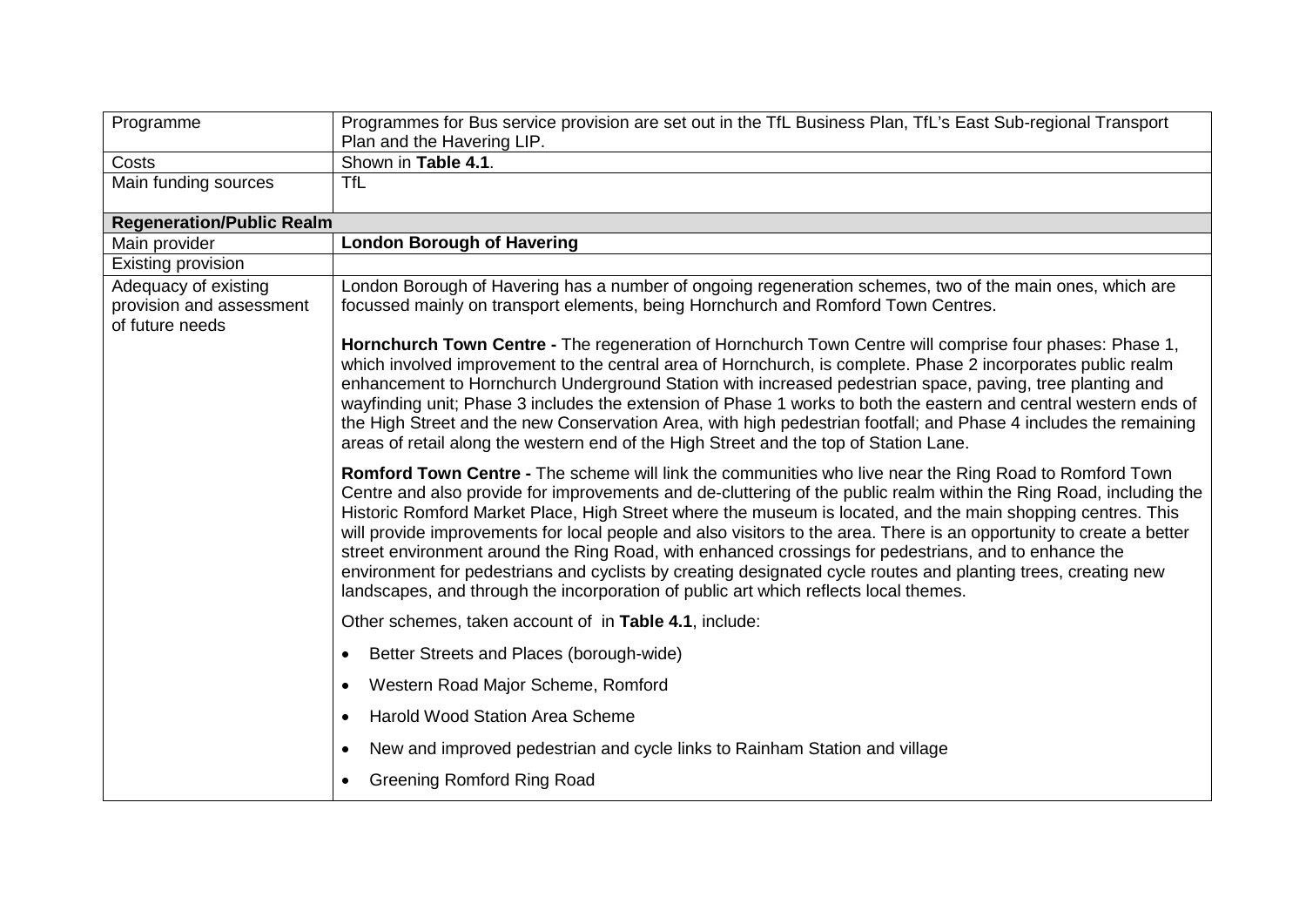| | |
|---|---|
| Programme | Programmes for Bus service provision are set out in the TfL Business Plan, TfL's East Sub-regional Transport Plan and the Havering LIP. |
| Costs | Shown in **Table 4.1**. |
| Main funding sources | TfL |
| **Regeneration/Public Realm** | |
| Main provider | **London Borough of Havering** |
| Existing provision | |
| Adequacy of existing provision and assessment of future needs | London Borough of Havering has a number of ongoing regeneration schemes, two of the main ones, which are focussed mainly on transport elements, being Hornchurch and Romford Town Centres.<br><br>**Hornchurch Town Centre -** The regeneration of Hornchurch Town Centre will comprise four phases: Phase 1, which involved improvement to the central area of Hornchurch, is complete. Phase 2 incorporates public realm enhancement to Hornchurch Underground Station with increased pedestrian space, paving, tree planting and wayfinding unit; Phase 3 includes the extension of Phase 1 works to both the eastern and central western ends of the High Street and the new Conservation Area, with high pedestrian footfall; and Phase 4 includes the remaining areas of retail along the western end of the High Street and the top of Station Lane.<br><br>**Romford Town Centre -** The scheme will link the communities who live near the Ring Road to Romford Town Centre and also provide for improvements and de-cluttering of the public realm within the Ring Road, including the Historic Romford Market Place, High Street where the museum is located, and the main shopping centres. This will provide improvements for local people and also visitors to the area. There is an opportunity to create a better street environment around the Ring Road, with enhanced crossings for pedestrians, and to enhance the environment for pedestrians and cyclists by creating designated cycle routes and planting trees, creating new landscapes, and through the incorporation of public art which reflects local themes.<br><br>Other schemes, taken account of in **Table 4.1**, include:<br><br>• Better Streets and Places (borough-wide)<br>• Western Road Major Scheme, Romford<br>• Harold Wood Station Area Scheme<br>• New and improved pedestrian and cycle links to Rainham Station and village<br>• Greening Romford Ring Road |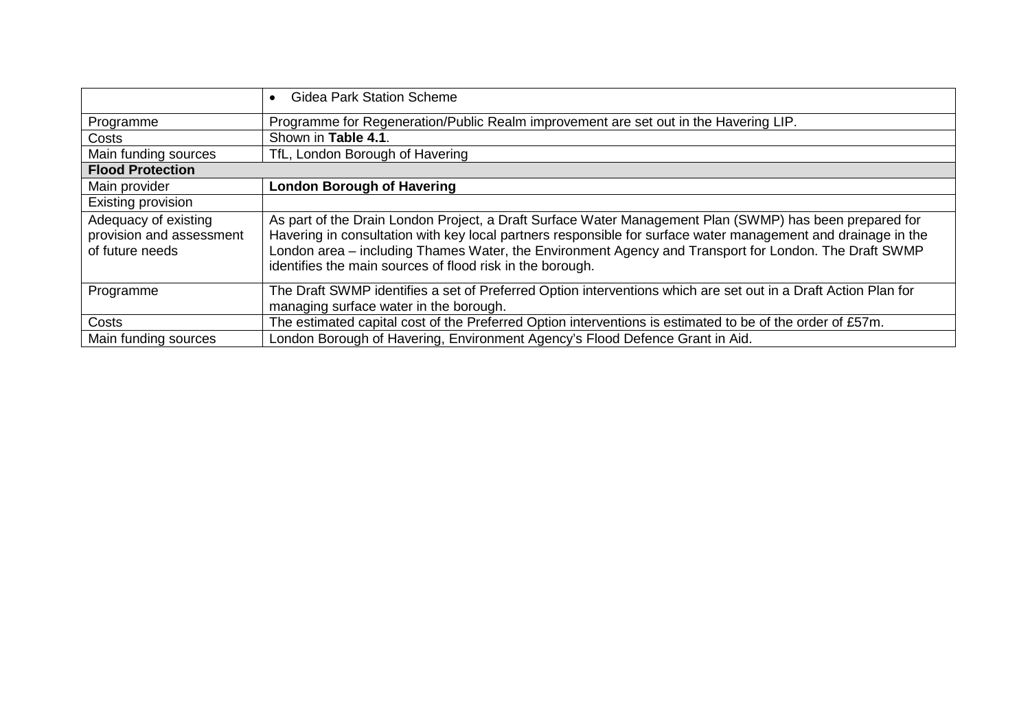| | • Gidea Park Station Scheme |
|---|---|
| Programme | Programme for Regeneration/Public Realm improvement are set out in the Havering LIP. |
| Costs | Shown in **Table 4.1**. |
| Main funding sources | TfL, London Borough of Havering |
| **Flood Protection** | |
| Main provider | **London Borough of Havering** |
| Existing provision | |
| Adequacy of existing provision and assessment of future needs | As part of the Drain London Project, a Draft Surface Water Management Plan (SWMP) has been prepared for Havering in consultation with key local partners responsible for surface water management and drainage in the London area – including Thames Water, the Environment Agency and Transport for London. The Draft SWMP identifies the main sources of flood risk in the borough. |
| Programme | The Draft SWMP identifies a set of Preferred Option interventions which are set out in a Draft Action Plan for managing surface water in the borough. |
| Costs | The estimated capital cost of the Preferred Option interventions is estimated to be of the order of £57m. |
| Main funding sources | London Borough of Havering, Environment Agency's Flood Defence Grant in Aid. |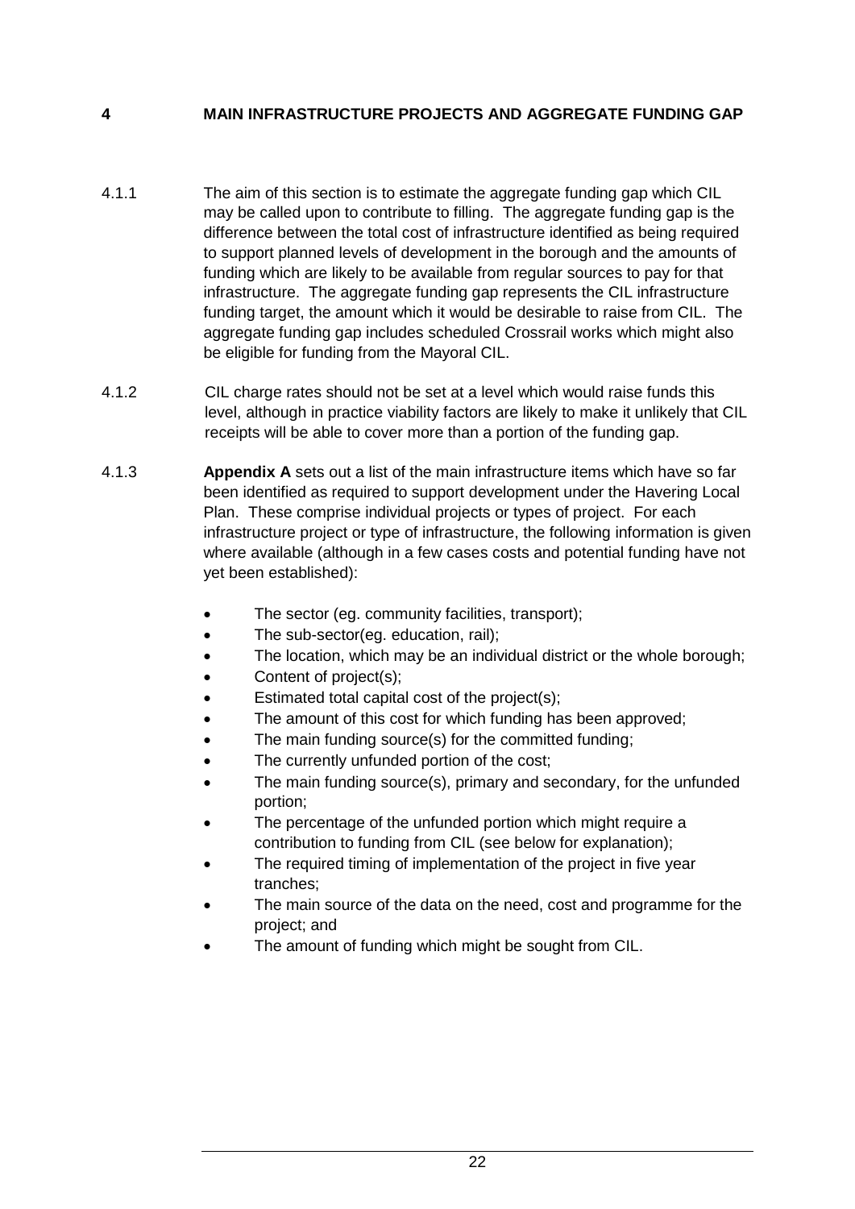# 4 MAIN INFRASTRUCTURE PROJECTS AND AGGREGATE FUNDING GAP

4.1.1 The aim of this section is to estimate the aggregate funding gap which CIL may be called upon to contribute to filling. The aggregate funding gap is the difference between the total cost of infrastructure identified as being required to support planned levels of development in the borough and the amounts of funding which are likely to be available from regular sources to pay for that infrastructure. The aggregate funding gap represents the CIL infrastructure funding target, the amount which it would be desirable to raise from CIL. The aggregate funding gap includes scheduled Crossrail works which might also be eligible for funding from the Mayoral CIL.

4.1.2 CIL charge rates should not be set at a level which would raise funds this level, although in practice viability factors are likely to make it unlikely that CIL receipts will be able to cover more than a portion of the funding gap.

4.1.3 **Appendix A** sets out a list of the main infrastructure items which have so far been identified as required to support development under the Havering Local Plan. These comprise individual projects or types of project. For each infrastructure project or type of infrastructure, the following information is given where available (although in a few cases costs and potential funding have not yet been established):

- The sector (eg. community facilities, transport);
- The sub-sector(eg. education, rail);
- The location, which may be an individual district or the whole borough;
- Content of project(s);
- Estimated total capital cost of the project(s);
- The amount of this cost for which funding has been approved;
- The main funding source(s) for the committed funding;
- The currently unfunded portion of the cost;
- The main funding source(s), primary and secondary, for the unfunded portion;
- The percentage of the unfunded portion which might require a contribution to funding from CIL (see below for explanation);
- The required timing of implementation of the project in five year tranches;
- The main source of the data on the need, cost and programme for the project; and
- The amount of funding which might be sought from CIL.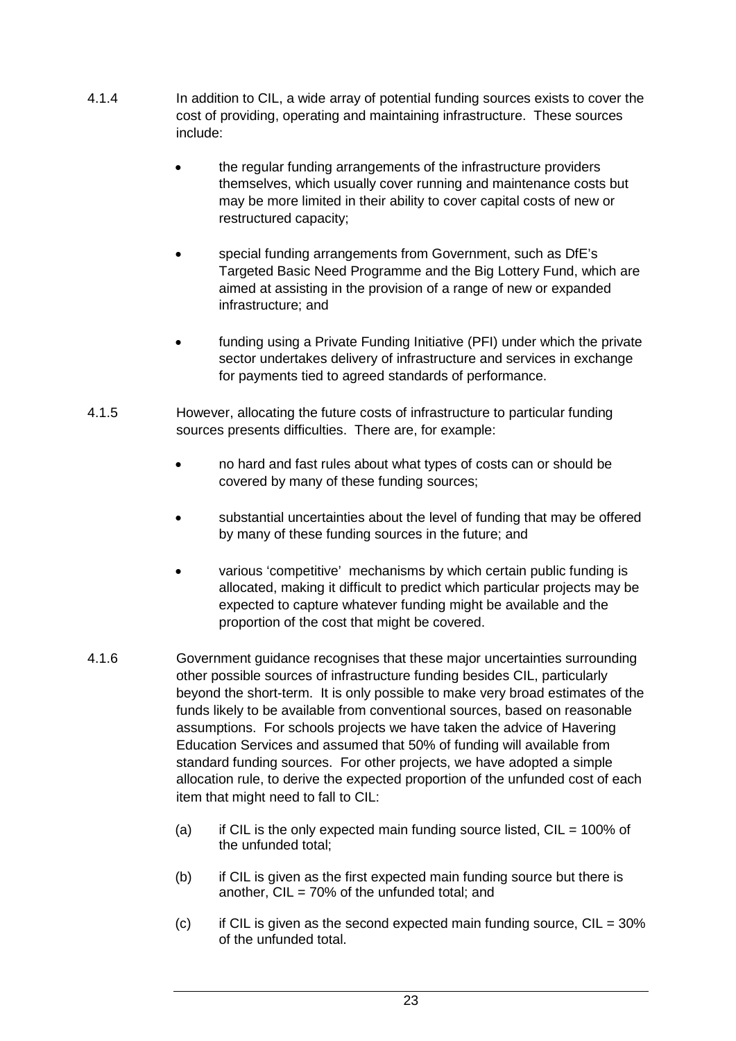4.1.4 In addition to CIL, a wide array of potential funding sources exists to cover the cost of providing, operating and maintaining infrastructure. These sources include:

- the regular funding arrangements of the infrastructure providers themselves, which usually cover running and maintenance costs but may be more limited in their ability to cover capital costs of new or restructured capacity;
- special funding arrangements from Government, such as DfE's Targeted Basic Need Programme and the Big Lottery Fund, which are aimed at assisting in the provision of a range of new or expanded infrastructure; and
- funding using a Private Funding Initiative (PFI) under which the private sector undertakes delivery of infrastructure and services in exchange for payments tied to agreed standards of performance.

4.1.5 However, allocating the future costs of infrastructure to particular funding sources presents difficulties. There are, for example:

- no hard and fast rules about what types of costs can or should be covered by many of these funding sources;
- substantial uncertainties about the level of funding that may be offered by many of these funding sources in the future; and
- various 'competitive' mechanisms by which certain public funding is allocated, making it difficult to predict which particular projects may be expected to capture whatever funding might be available and the proportion of the cost that might be covered.

4.1.6 Government guidance recognises that these major uncertainties surrounding other possible sources of infrastructure funding besides CIL, particularly beyond the short-term. It is only possible to make very broad estimates of the funds likely to be available from conventional sources, based on reasonable assumptions. For schools projects we have taken the advice of Havering Education Services and assumed that 50% of funding will available from standard funding sources. For other projects, we have adopted a simple allocation rule, to derive the expected proportion of the unfunded cost of each item that might need to fall to CIL:

(a) if CIL is the only expected main funding source listed, CIL = 100% of the unfunded total;

(b) if CIL is given as the first expected main funding source but there is another, CIL = 70% of the unfunded total; and

(c) if CIL is given as the second expected main funding source, CIL = 30% of the unfunded total.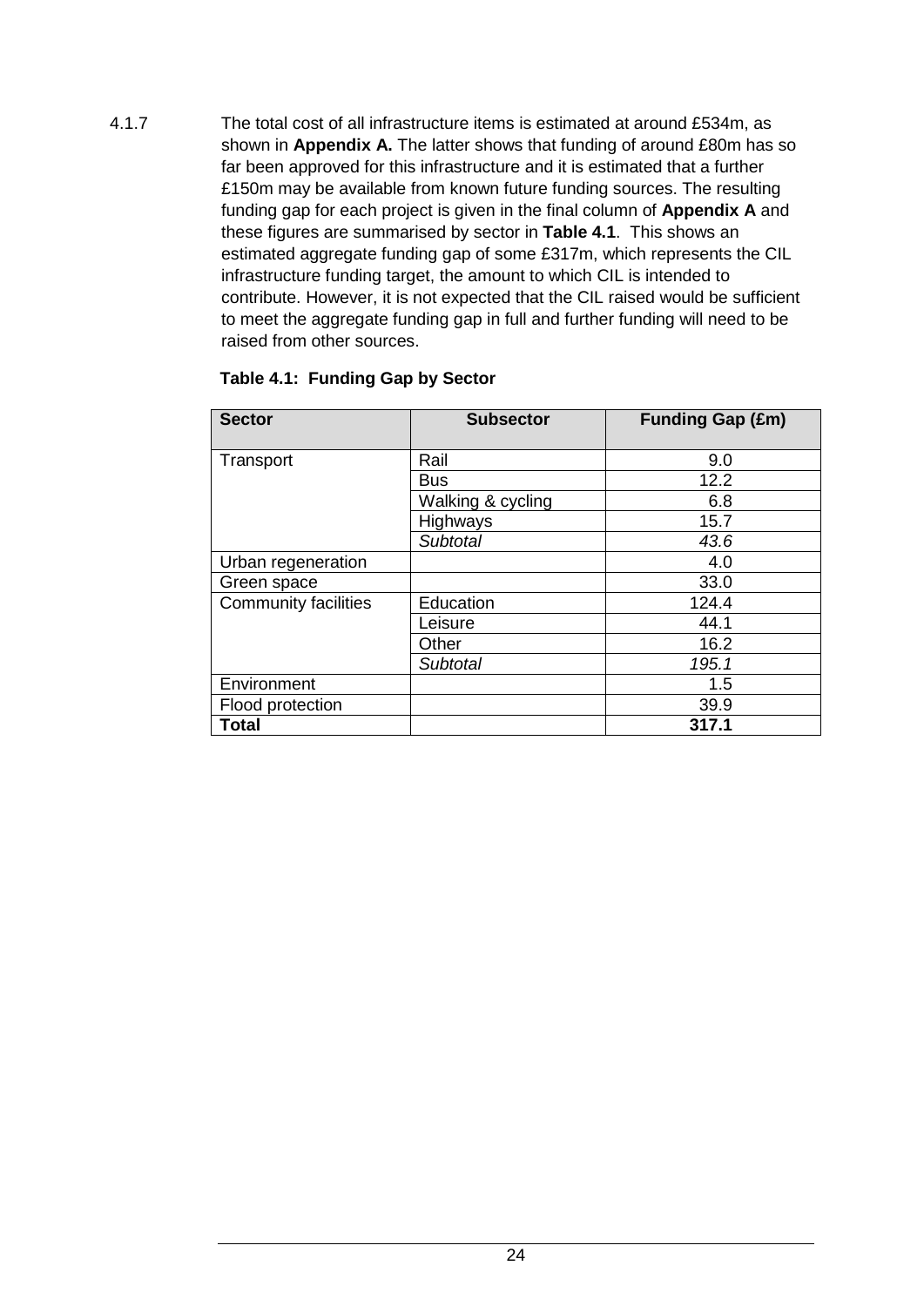4.1.7 The total cost of all infrastructure items is estimated at around £534m, as shown in **Appendix A.** The latter shows that funding of around £80m has so far been approved for this infrastructure and it is estimated that a further £150m may be available from known future funding sources. The resulting funding gap for each project is given in the final column of **Appendix A** and these figures are summarised by sector in **Table 4.1**. This shows an estimated aggregate funding gap of some £317m, which represents the CIL infrastructure funding target, the amount to which CIL is intended to contribute. However, it is not expected that the CIL raised would be sufficient to meet the aggregate funding gap in full and further funding will need to be raised from other sources.

**Table 4.1: Funding Gap by Sector**

| Sector | Subsector | Funding Gap (£m) |
|---|---|---|
| Transport | Rail | 9.0 |
| | Bus | 12.2 |
| | Walking & cycling | 6.8 |
| | Highways | 15.7 |
| | *Subtotal* | *43.6* |
| Urban regeneration | | 4.0 |
| Green space | | 33.0 |
| Community facilities | Education | 124.4 |
| | Leisure | 44.1 |
| | Other | 16.2 |
| | *Subtotal* | *195.1* |
| Environment | | 1.5 |
| Flood protection | | 39.9 |
| **Total** | | **317.1** |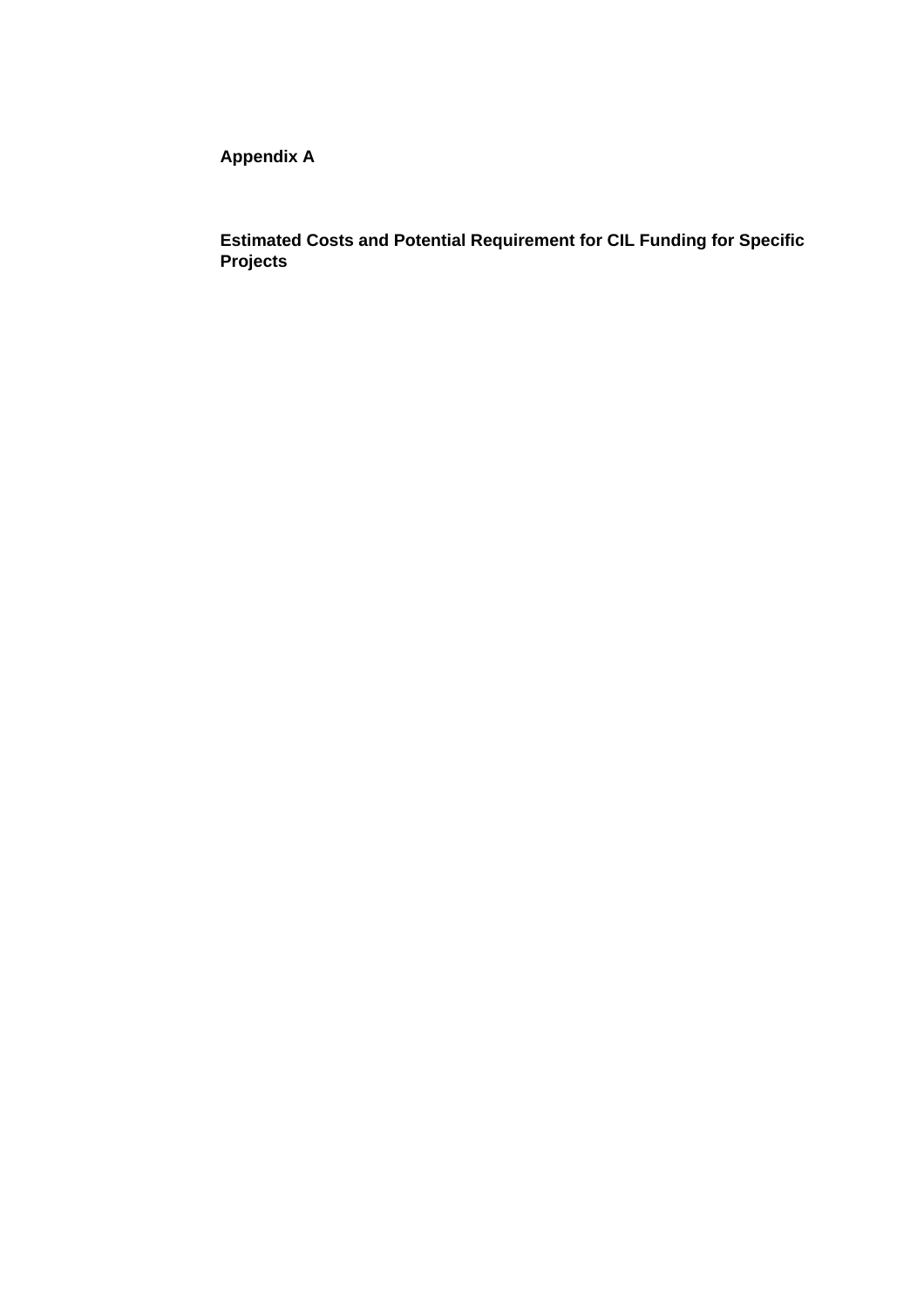**Appendix A**

**Estimated Costs and Potential Requirement for CIL Funding for Specific Projects**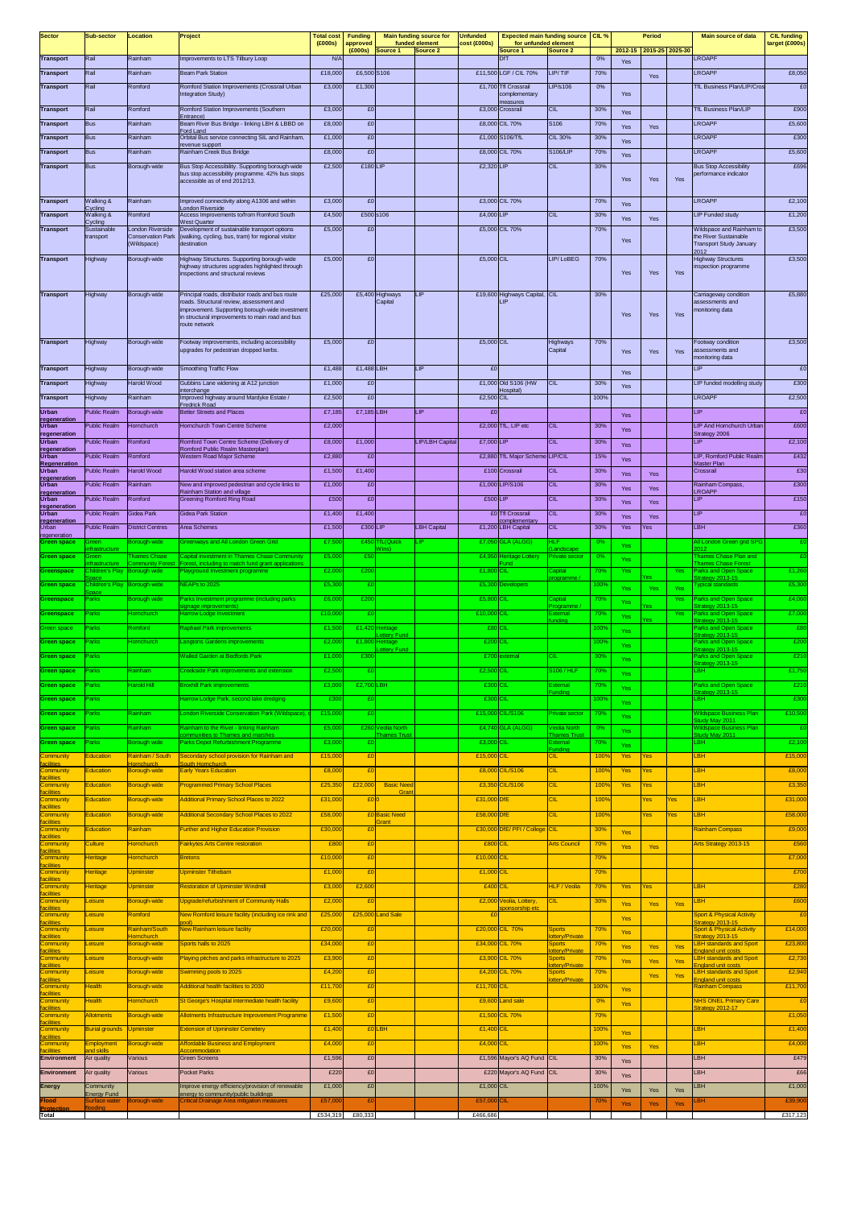| Sector | Sub-sector | Location | Project | Total cost (£000s) | Funding approved (£000s) | Main funding source for funded element | | Unfunded cost (£000s) | Expected main funding source for unfunded element | | CIL % | Period | | | Main source of data | CIL funding target (£000s) |
|---|---|---|---|---|---|---|---|---|---|---|---|---|---|---|---|---|
| | | | | | | Source 1 | Source 2 | | Source 1 | Source 2 | | 2012-15 | 2015-25 | 2025-30 | | |
| Transport | Rail | Rainham | Improvements to LTS Tilbury Loop | N/A | | | | | DfT | | 0% | Yes | | | LROAPF | |
| Transport | Rail | Rainham | Beam Park Station | £18,000 | £6,500 | S106 | | £11,500 | LGF / CIL 70% | LIP/ TIF | 70% | | Yes | | LROAPF | £8,050 |
| Transport | Rail | Romford | Romford Station Improvements (Crossrail Urban Integration Study) | £3,000 | £1,300 | | | £1,700 | TfL Crossrail complementary measures | LIP/s106 | 0% | Yes | | | TfL Business Plan/LIP/Cros | £0 |
| Transport | Rail | Romford | Romford Station Improvements (Southern Entrance) | £3,000 | £0 | | | £3,000 | Crossrail | CIL | 30% | Yes | | | TfL Business Plan/LIP | £900 |
| Transport | Bus | Rainham | Beam River Bus Bridge - linking LBH & LBBD on Ford Land | £8,000 | £0 | | | £8,000 | CIL 70% | S106 | 70% | Yes | Yes | | LROAPF | £5,600 |
| Transport | Bus | Rainham | Orbital Bus service connecting SIL and Rainham, revenue support | £1,000 | £0 | | | £1,000 | S106/TfL | CIL 30% | 30% | Yes | | | LROAPF | £300 |
| Transport | Bus | Rainham | Rainham Creek Bus Bridge | £8,000 | £0 | | | £8,000 | CIL 70% | S106/LIP | 70% | Yes | | | LROAPF | £5,600 |
| Transport | Bus | Borough-wide | Bus Stop Accessibility. Supporting borough-wide bus stop accessibility programme. 42% bus stops accessible as of end 2012/13. | £2,500 | £180 | LIP | | £2,320 | LIP | CIL | 30% | Yes | Yes | Yes | Bus Stop Accessibility performance indicator | £696 |
| Transport | Walking & Cycling | Rainham | Improved connectivity along A1306 and within London Riverside | £3,000 | £0 | | | £3,000 | CIL 70% | | 70% | Yes | | | LROAPF | £2,100 |
| Transport | Walking & Cycling | Romford | Access Improvements to/from Romford South West Quarter | £4,500 | £500 | s106 | | £4,000 | LIP | CIL | 30% | Yes | Yes | | LIP Funded study | £1,200 |
| Transport | Sustainable transport | London Riverside Conservation Park (Wildspace) | Development of sustainable transport options (walking, cycling, bus, tram) for regional visitor destination | £5,000 | £0 | | | £5,000 | CIL 70% | | 70% | Yes | | | Wildspace and Rainham to the River Sustainable Transport Study January 2012 | £3,500 |
| Transport | Highway | Borough-wide | Highway Structures. Supporting borough-wide highway structures upgrades highlighted through inspections and structural reviews | £5,000 | £0 | | | £5,000 | CIL | LIP/ LoBEG | 70% | Yes | Yes | Yes | Highway Structures inspection programme | £3,500 |
| Transport | Highway | Borough-wide | Principal roads, distributor roads and bus route roads. Structural review, assessment and improvement. Supporting borough-wide investment in structural improvements to main road and bus route network | £25,000 | £5,400 | Highways Capital | LIP | £19,600 | Highways Capital, LIP | CIL | 30% | Yes | Yes | Yes | Carriageway condition assessments and monitoring data | £5,880 |
| Transport | Highway | Borough-wide | Footway improvements, including accessibility upgrades for pedestrian dropped kerbs. | £5,000 | £0 | | | £5,000 | CIL | Highways Capital | 70% | Yes | Yes | Yes | Footway condition assessments and monitoring data | £3,500 |
| Transport | Highway | Borough-wide | Smoothing Traffic Flow | £1,488 | £1,488 | LBH | LIP | £0 | | | | Yes | | | LIP | £0 |
| Transport | Highway | Harold Wood | Gubbins Lane widening at A12 junction interchange | £1,000 | £0 | | | £1,000 | Old S106 (HW Hospital) | CIL | 30% | Yes | | | LIP funded modelling study | £300 |
| Transport | Highway | Rainham | Improved highway around Mardyke Estate / Fredrick Road | £2,500 | £0 | | | £2,500 | CIL | | 100% | | | | LROAPF | £2,500 |
| Urban regeneration | Public Realm | Borough-wide | Better Streets and Places | £7,185 | £7,185 | LBH | LIP | £0 | | | | Yes | | | LIP | £0 |
| Urban regeneration | Public Realm | Hornchurch | Hornchurch Town Centre Scheme | £2,000 | | | | £2,000 | TfL, LIP etc | CIL | 30% | Yes | | | LIP And Hornchurch Urban Strategy 2006 | £600 |
| Urban regeneration | Public Realm | Romford | Romford Town Centre Scheme (Delivery of Romford Public Realm Masterplan) | £8,000 | £1,000 | | LIP/LBH Capital | £7,000 | LIP | CIL | 30% | Yes | | | LIP | £2,100 |
| Urban Regeneration | Public Realm | Romford | Western Road Major Scheme | £2,880 | £0 | | | £2,880 | TfL Major Scheme | LIP/CIL | 15% | Yes | | | LIP, Romford Public Realm Master Plan | £432 |
| Urban regeneration | Public Realm | Harold Wood | Harold Wood station area scheme | £1,500 | £1,400 | | | £100 | Crossrail | CIL | 30% | Yes | Yes | | Crossrail | £30 |
| Urban regeneration | Public Realm | Rainham | New and improved pedestrian and cycle links to Rainham Station and village | £1,000 | £0 | | | £1,000 | LIP/S106 | CIL | 30% | Yes | Yes | | Rainham Compass, LROAPF | £300 |
| Urban regeneration | Public Realm | Romford | Greening Romford Ring Road | £500 | £0 | | | £500 | LIP | CIL | 30% | Yes | Yes | | LIP | £150 |
| Urban regeneration | Public Realm | Gidea Park | Gidea Park Station | £1,400 | £1,400 | | | £0 | TfL Crossrail complementary | CIL | 30% | Yes | Yes | | LIP | £0 |
| Urban regeneration | Public Realm | District Centres | Area Schemes | £1,500 | £300 | LIP | LBH Capital | £1,200 | LBH Capital | CIL | 30% | Yes | Yes | | LBH | £360 |
| Green space | Green Infrastructure | Borough-wide | Greenways and All London Green Grid | £7,500 | £450 | TfL(Quick Wins) | LIP | £7,050 | GLA (ALGG) | HLF (Landscape | 0% | Yes | | | All London Green grid SPG 2012 | £0 |
| Green space | Green Infrastructure | Thames Chase Community Forest | Capital investment in Thames Chase Community Forest, including to match fund grant applications | £5,000 | £50 | | | £4,950 | Heritage Lottery Fund | Private sector | 0% | Yes | | | Thames Chase Plan and Thames Chase Forest | £0 |
| Greenspace | Children's Play Space | Borough wide | Playground Investment programme | £2,000 | £200 | | | £1,800 | CIL | Capital programme / | 70% | Yes | Yes | Yes | Parks and Open Space Strategy 2013-15 | £1,260 |
| Green space | Children's Play Space | Borough-wide | NEAPs to 2025 | £5,300 | £0 | | | £5,300 | Developers | | 100% | Yes | Yes | Yes | Typical standards | £5,300 |
| Greenspace | Parks | Borough wide | Parks Investment programme (including parks signage improvements) | £6,000 | £200 | | | £5,800 | CIL | Capital Programme / | 70% | Yes | Yes | Yes | Parks and Open Space Strategy 2013-15 | £4,060 |
| Greenspace | Parks | Hornchurch | Harrow Lodge Investment | £10,000 | £0 | | | £10,000 | CIL | External funding | 70% | Yes | Yes | Yes | Parks and Open Space Strategy 2013-15 | £7,000 |
| Green space | Parks | Romford | Raphael Park improvements | £1,500 | £1,420 | Heritage Lottery Fund | | £80 | CIL | | 100% | Yes | | | Parks and Open Space Strategy 2013-15 | £80 |
| Green space | Parks | Hornchurch | Langtons Gardens improvements | £2,000 | £1,800 | Heritage Lottery Fund | | £200 | CIL | | 100% | Yes | | | Parks and Open Space Strategy 2013-15 | £200 |
| Green space | Parks | | Walled Garden at Bedfords Park | £1,000 | £300 | | | £700 | external | CIL | 30% | Yes | | | Parks and Open Space Strategy 2013-15 | £210 |
| Green space | Parks | Rainham | Creekside Park improvements and extension | £2,500 | £0 | | | £2,500 | CIL | S106 / HLF | 70% | Yes | | | LBH | £1,750 |
| Green space | Parks | Harold Hill | Broxhill Park improvements | £3,000 | £2,700 | LBH | | £300 | CIL | External Funding | 70% | Yes | | | Parks and Open Space Strategy 2013-15 | £210 |
| Green space | Parks | Hornchurch | Harrow Lodge Park, second lake dredging | £300 | £0 | | | £300 | CIL | | 100% | Yes | | | LBH | £300 |
| Green space | Parks | Rainham | London Riverside Conservation Park (Wildspace), | £15,000 | £0 | | | £15,000 | CIL/S106 | Private sector | 70% | Yes | | | Wildspace Business Plan Study May 2011 | £10,500 |
| Green space | Parks | Rainham | Rainham to the River - linking Rainham communities to Thames and marshes | £5,000 | £260 | Veolia North Thames Trust | | £4,740 | GLA (ALGG) | Veolia North Thames Trust | 0% | Yes | | | Wildspace Business Plan Study May 2011 | £0 |
| Green space | Parks | Borough wide | Parks Depot Refurbishment Programme | £3,000 | £0 | | | £3,000 | CIL | External Funding | 70% | Yes | | | LBH | £2,100 |
| Community facilities | Education | Rainham / South Hornchurch | Secondary school provision for Rainham and South Hornchurch | £15,000 | £0 | | | £15,000 | CIL | CIL | 100% | Yes | Yes | | LBH | £15,000 |
| Community facilities | Education | Borough-wide | Early Years Education | £8,000 | £0 | | | £8,000 | CIL/S106 | CIL | 100% | Yes | Yes | | LBH | £8,000 |
| Community facilities | Education | Borough-wide | Programmed Primary School Places | £25,350 | £22,000 | Basic Need Grant | | £3,350 | CIL/S106 | CIL | 100% | Yes | Yes | | LBH | £3,350 |
| Community facilities | Education | Borough-wide | Additional Primary School Places to 2022 | £31,000 | £0 | 0 | | £31,000 | DfE | CIL | 100% | | Yes | Yes | LBH | £31,000 |
| Community facilities | Education | Borough-wide | Additional Secondary School Places to 2022 | £58,000 | £0 | Basic Need Grant | | £58,000 | DfE | CIL | 100% | | Yes | Yes | LBH | £58,000 |
| Community facilities | Education | Rainham | Further and Higher Education Provision | £30,000 | £0 | | | £30,000 | DfE/ PFI / College | CIL | 30% | Yes | | | Rainham Compass | £9,000 |
| Community facilities | Culture | Hornchurch | Fairkytes Arts Centre restoration | £800 | £0 | | | £800 | CIL | Arts Council | 70% | Yes | Yes | | Arts Strategy 2013-15 | £560 |
| Community facilities | Heritage | Hornchurch | Bretons | £10,000 | £0 | | | £10,000 | CIL | | 70% | | | | | £7,000 |
| Community facilities | Heritage | Upminster | Upminster Tithebarn | £1,000 | £0 | | | £1,000 | CIL | | 70% | | | | | £700 |
| Community facilities | Heritage | Upminster | Restoration of Upminster Windmill | £3,000 | £2,600 | | | £400 | CIL | HLF / Veolia | 70% | Yes | Yes | | LBH | £280 |
| Community facilities | Leisure | Borough-wide | Upgrade/refurbishment of Community Halls | £2,000 | £0 | | | £2,000 | Veolia, Lottery, sponsorship etc | CIL | 30% | Yes | Yes | Yes | LBH | £600 |
| Community facilities | Leisure | Romford | New Romford leisure facility (including ice rink and pool) | £25,000 | £25,000 | Land Sale | | £0 | | | | Yes | | | Sport & Physical Activity Strategy 2013-15 | £0 |
| Community facilities | Leisure | Rainham/South Hornchurch | New Rainham leisure facility | £20,000 | £0 | | | £20,000 | CIL 70% | Sports lottery/Private | 70% | Yes | | | Sport & Physical Activity Strategy 2013-15 | £14,000 |
| Community facilities | Leisure | Borough-wide | Sports halls to 2025 | £34,000 | £0 | | | £34,000 | CIL 70% | Sports lottery/Private | 70% | Yes | Yes | Yes | LBH standards and Sport England unit costs | £23,800 |
| Community facilities | Leisure | Borough-wide | Playing pitches and parks infrastructure to 2025 | £3,900 | £0 | | | £3,900 | CIL 70% | Sports lottery/Private | 70% | Yes | Yes | Yes | LBH standards and Sport England unit costs | £2,730 |
| Community facilities | Leisure | Borough-wide | Swimming pools to 2025 | £4,200 | £0 | | | £4,200 | CIL 70% | Sports lottery/Private | 70% | | Yes | Yes | LBH standards and Sport England unit costs | £2,940 |
| Community facilities | Health | Borough-wide | Additional health facilities to 2030 | £11,700 | £0 | | | £11,700 | CIL | | 100% | Yes | | | Rainham Compass | £11,700 |
| Community facilities | Health | Hornchurch | St George's Hospital intermediate health facility | £9,600 | £0 | | | £9,600 | Land sale | | 0% | Yes | | | NHS ONEL Primary Care Strategy 2012-17 | £0 |
| Community facilities | Allotments | Borough-wide | Allotments Infrastructure Improvement Programme | £1,500 | £0 | | | £1,500 | CIL 70% | | 70% | | | | | £1,050 |
| Community facilities | Burial grounds | Upminster | Extension of Upminster Cemetery | £1,400 | £0 | LBH | | £1,400 | CIL | | 100% | Yes | | | LBH | £1,400 |
| Community facilities | Employment and skills | Borough-wide | Affordable Business and Employment Accommodation | £4,000 | £0 | | | £4,000 | CIL | | 100% | Yes | Yes | | LBH | £4,000 |
| Environment | Air quality | Various | Green Screens | £1,596 | £0 | | | £1,596 | Mayor's AQ Fund | CIL | 30% | Yes | | | LBH | £479 |
| Environment | Air quality | Various | Pocket Parks | £220 | £0 | | | £220 | Mayor's AQ Fund | CIL | 30% | Yes | | | LBH | £66 |
| Energy | Community Energy Fund | | Improve energy efficiency/provision of renewable energy to community/public buildings | £1,000 | £0 | | | £1,000 | CIL | | 100% | Yes | Yes | Yes | LBH | £1,000 |
| Flood Protection | Surface water flooding | Borough-wide | Critical Drainage Area mitigation measures | £57,000 | £0 | | | £57,000 | CIL | | 70% | Yes | Yes | Yes | LBH | £39,900 |
| Total | | | | £534,319 | £80,333 | | | £466,686 | | | | | | | | £317,123 |